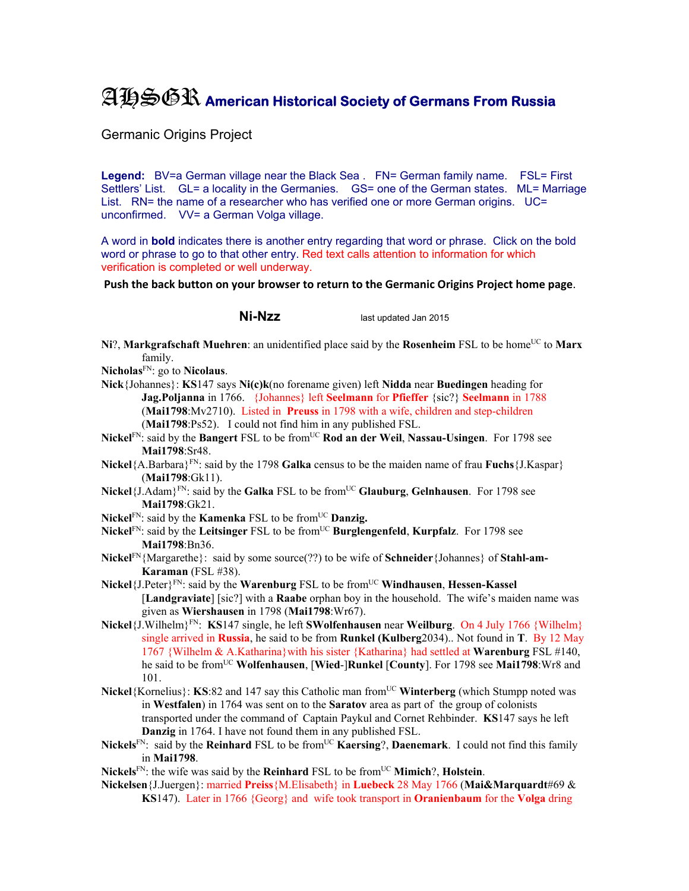# AHSGR American Historical Society of Germans From Russia

Germanic Origins Project

**Legend:** BV=a German village near the Black Sea . FN= German family name. FSL= First Settlers' List. GL= a locality in the Germanies. GS= one of the German states. ML= Marriage List. RN= the name of a researcher who has verified one or more German origins. UC= unconfirmed. VV= a German Volga village.

A word in **bold** indicates there is another entry regarding that word or phrase. Click on the bold word or phrase to go to that other entry. Red text calls attention to information for which verification is completed or well underway.

**Push the back button on your browser to return to the Germanic Origins Project home page.**

## Ni-Nzz

last updated Jan 2015

**Ni**?, **Markgrafschaft Muehren**: an unidentified place said by the **Rosenheim** FSL to be home[UC] to **Marx** family.

**Nicholas**[FN]: go to **Nicolaus**.

**Nick**{Johannes}: **KS**147 says **Ni(c)k**(no forename given) left **Nidda** near **Buedingen** heading for **Jag.Poljanna** in 1766. {Johannes} left **Seelmann** for **Pfieffer** {sic?} **Seelmann** in 1788 (**Mai1798**:Mv2710). Listed in **Preuss** in 1798 with a wife, children and step-children (**Mai1798**:Ps52). I could not find him in any published FSL.

**Nickel**[FN]: said by the **Bangert** FSL to be from[UC] **Rod an der Weil**, **Nassau-Usingen**. For 1798 see **Mai1798**:Sr48.

**Nickel**{A.Barbara}[FN]: said by the 1798 **Galka** census to be the maiden name of frau **Fuchs**{J.Kaspar} (**Mai1798**:Gk11).

**Nickel**{J.Adam}[FN]: said by the **Galka** FSL to be from[UC] **Glauburg**, **Gelnhausen**. For 1798 see **Mai1798**:Gk21.

**Nickel**[FN]: said by the **Kamenka** FSL to be from[UC] **Danzig.**

**Nickel**[FN]: said by the **Leitsinger** FSL to be from[UC] **Burglengenfeld**, **Kurpfalz**. For 1798 see **Mai1798**:Bn36.

**Nickel**[FN]{Margarethe}: said by some source(??) to be wife of **Schneider**{Johannes} of **Stahl-am-Karaman** (FSL #38).

**Nickel**{J.Peter}[FN]: said by the **Warenburg** FSL to be from[UC] **Windhausen**, **Hessen-Kassel** [**Landgraviate**] [sic?] with a **Raabe** orphan boy in the household. The wife's maiden name was given as **Wiershausen** in 1798 (**Mai1798**:Wr67).

**Nickel**{J.Wilhelm}[FN]: **KS**147 single, he left **SWolfenhausen** near **Weilburg**. On 4 July 1766 {Wilhelm} single arrived in **Russia**, he said to be from **Runkel (Kulberg**2034).. Not found in **T**. By 12 May 1767 {Wilhelm & A.Katharina}with his sister {Katharina} had settled at **Warenburg** FSL #140, he said to be from[UC] **Wolfenhausen**, [**Wied**-]**Runkel** [**County**]. For 1798 see **Mai1798**:Wr8 and 101.

**Nickel**{Kornelius}: **KS**:82 and 147 say this Catholic man from[UC] **Winterberg** (which Stumpp noted was in **Westfalen**) in 1764 was sent on to the **Saratov** area as part of the group of colonists transported under the command of Captain Paykul and Cornet Rehbinder. **KS**147 says he left **Danzig** in 1764. I have not found them in any published FSL.

**Nickels**[FN]: said by the **Reinhard** FSL to be from[UC] **Kaersing**?, **Daenemark**. I could not find this family in **Mai1798**.

**Nickels**[FN]: the wife was said by the **Reinhard** FSL to be from[UC] **Mimich**?, **Holstein**.

**Nickelsen**{J.Juergen}: married **Preiss**{M.Elisabeth} in **Luebeck** 28 May 1766 (**Mai&Marquardt**#69 & **KS**147). Later in 1766 {Georg} and wife took transport in **Oranienbaum** for the **Volga** dring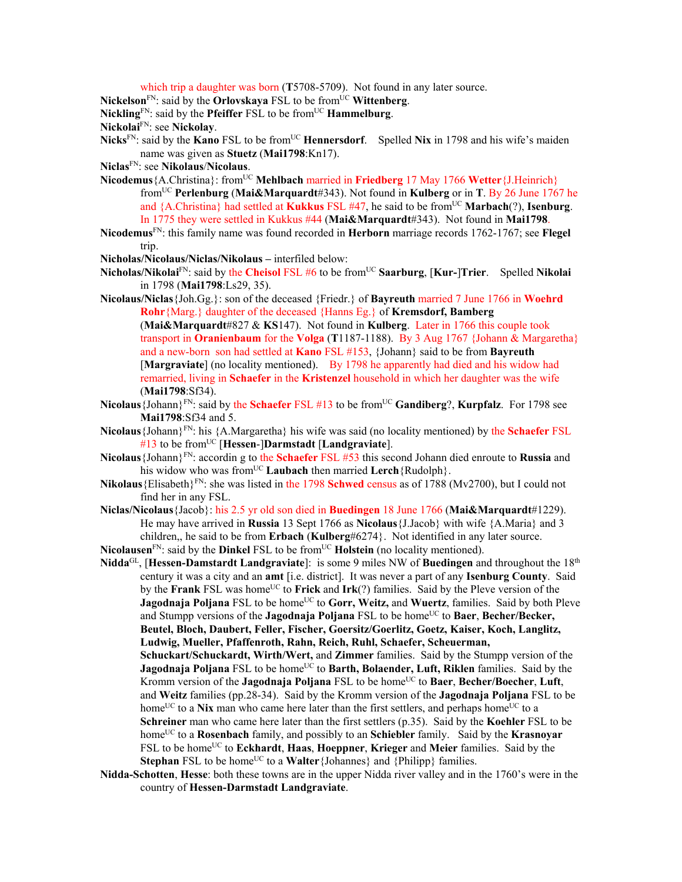which trip a daughter was born (**T**5708-5709). Not found in any later source.

**Nickelson**FN: said by the **Orlovskaya** FSL to be fromUC **Wittenberg**.

**Nickling**FN: said by the **Pfeiffer** FSL to be fromUC **Hammelburg**.

**Nickolai**FN: see **Nickolay**.

**Nicks**FN: said by the **Kano** FSL to be fromUC **Hennersdorf**. Spelled **Nix** in 1798 and his wife's maiden name was given as **Stuetz** (**Mai1798**:Kn17).

**Niclas**FN: see **Nikolaus**/**Nicolaus**.

**Nicodemus**{A.Christina}: fromUC **Mehlbach** married in **Friedberg** 17 May 1766 **Wetter**{J.Heinrich} fromUC **Perlenburg** (**Mai&Marquardt**#343). Not found in **Kulberg** or in **T**. By 26 June 1767 he and {A.Christina} had settled at **Kukkus** FSL #47, he said to be fromUC **Marbach**(?), **Isenburg**. In 1775 they were settled in Kukkus #44 (**Mai&Marquardt**#343). Not found in **Mai1798**.

**Nicodemus**FN: this family name was found recorded in **Herborn** marriage records 1762-1767; see **Flegel** trip.

**Nicholas/Nicolaus/Niclas/Nikolaus** – interfiled below:

**Nicholas/Nikolai**FN: said by the **Cheisol** FSL #6 to be fromUC **Saarburg**, [**Kur-**]**Trier**. Spelled **Nikolai** in 1798 (**Mai1798**:Ls29, 35).

**Nicolaus/Niclas**{Joh.Gg.}: son of the deceased {Friedr.} of **Bayreuth** married 7 June 1766 in **Woehrd Rohr**{Marg.} daughter of the deceased {Hanns Eg.} of **Kremsdorf, Bamberg** (**Mai&Marquardt**#827 & **KS**147). Not found in **Kulberg**. Later in 1766 this couple took transport in **Oranienbaum** for the **Volga** (**T**1187-1188). By 3 Aug 1767 {Johann & Margaretha} and a new-born son had settled at **Kano** FSL #153, {Johann} said to be from **Bayreuth** [**Margraviate**] (no locality mentioned). By 1798 he apparently had died and his widow had remarried, living in **Schaefer** in the **Kristenzel** household in which her daughter was the wife (**Mai1798**:Sf34).

**Nicolaus**{Johann}FN: said by the **Schaefer** FSL #13 to be fromUC **Gandiberg**?, **Kurpfalz**. For 1798 see **Mai1798**:Sf34 and 5.

**Nicolaus**{Johann}FN: his {A.Margaretha} his wife was said (no locality mentioned) by the **Schaefer** FSL #13 to be fromUC [**Hessen-**]**Darmstadt** [**Landgraviate**].

**Nicolaus**{Johann}FN: accordin g to the **Schaefer** FSL #53 this second Johann died enroute to **Russia** and his widow who was fromUC **Laubach** then married **Lerch**{Rudolph}.

**Nikolaus**{Elisabeth}FN: she was listed in the 1798 **Schwed** census as of 1788 (Mv2700), but I could not find her in any FSL.

**Niclas/Nicolaus**{Jacob}: his 2.5 yr old son died in **Buedingen** 18 June 1766 (**Mai&Marquardt**#1229). He may have arrived in **Russia** 13 Sept 1766 as **Nicolaus**{J.Jacob} with wife {A.Maria} and 3 children,, he said to be from **Erbach** (**Kulberg**#6274}. Not identified in any later source.

**Nicolausen**FN: said by the **Dinkel** FSL to be fromUC **Holstein** (no locality mentioned).

**Nidda**GL, [**Hessen-Damstardt Landgraviate**]: is some 9 miles NW of **Buedingen** and throughout the 18th century it was a city and an **amt** [i.e. district]. It was never a part of any **Isenburg County**. Said by the **Frank** FSL was homeUC to **Frick** and **Irk**(?) families. Said by the Pleve version of the **Jagodnaja Poljana** FSL to be homeUC to **Gorr, Weitz,** and **Wuertz**, families. Said by both Pleve and Stumpp versions of the **Jagodnaja Poljana** FSL to be homeUC to **Baer**, **Becher/Becker, Beutel, Bloch, Daubert, Feller, Fischer, Goersitz/Goerlitz, Goetz, Kaiser, Koch, Langlitz, Ludwig, Mueller, Pfaffenroth, Rahn, Reich, Ruhl, Schaefer, Scheuerman, Schuckart/Schuckardt, Wirth/Wert,** and **Zimmer** families. Said by the Stumpp version of the **Jagodnaja Poljana** FSL to be homeUC to **Barth, Bolaender, Luft, Riklen** families. Said by the Kromm version of the **Jagodnaja Poljana** FSL to be homeUC to **Baer**, **Becher/Boecher**, **Luft**, and **Weitz** families (pp.28-34). Said by the Kromm version of the **Jagodnaja Poljana** FSL to be homeUC to a **Nix** man who came here later than the first settlers, and perhaps homeUC to a **Schreiner** man who came here later than the first settlers (p.35). Said by the **Koehler** FSL to be homeUC to a **Rosenbach** family, and possibly to an **Schiebler** family. Said by the **Krasnoyar** FSL to be homeUC to **Eckhardt**, **Haas**, **Hoeppner**, **Krieger** and **Meier** families. Said by the **Stephan** FSL to be homeUC to a **Walter**{Johannes} and {Philipp} families.

**Nidda-Schotten**, **Hesse**: both these towns are in the upper Nidda river valley and in the 1760's were in the country of **Hessen-Darmstadt Landgraviate**.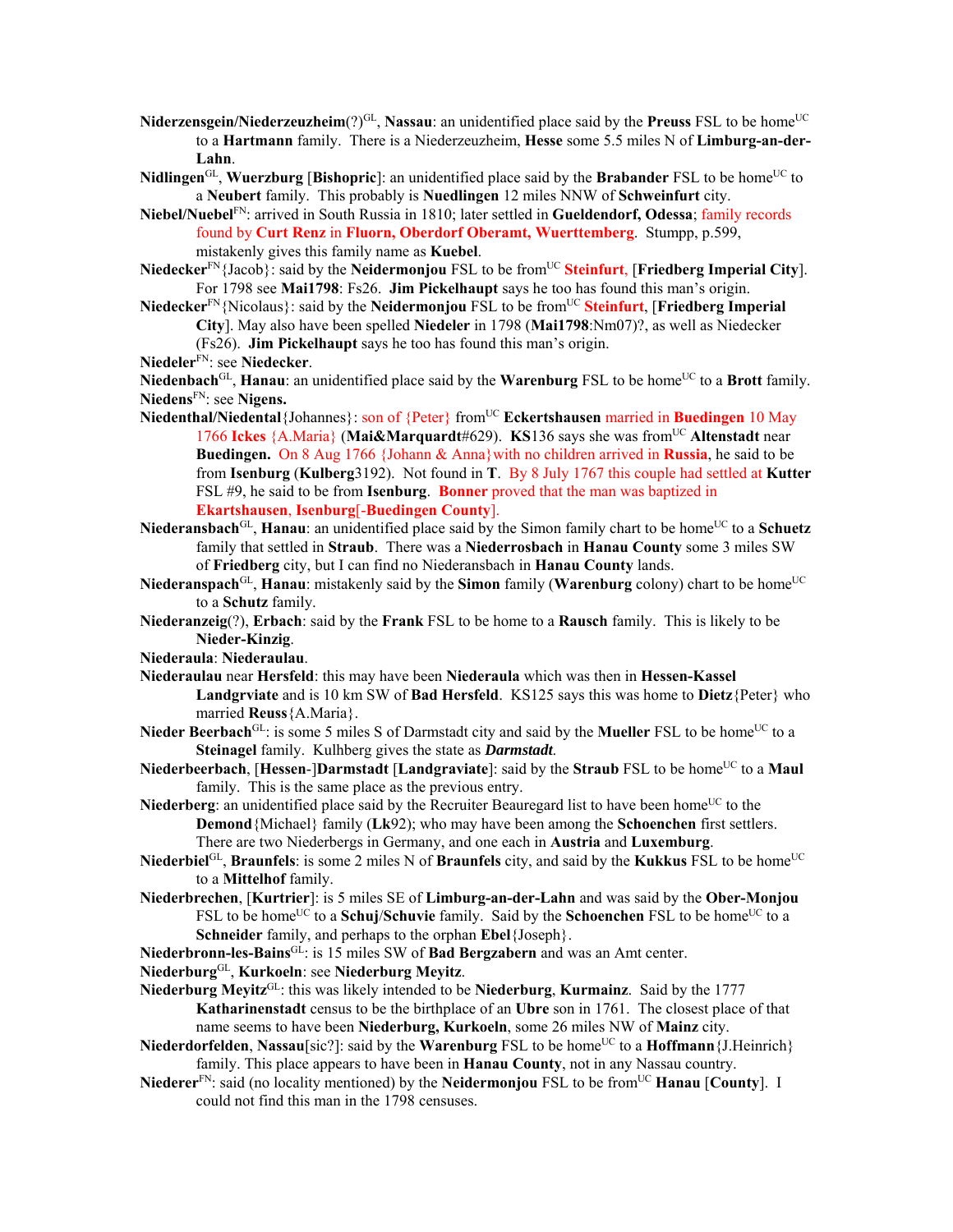**Niderzensgein/Niederzeuzheim**(?)[GL], **Nassau**: an unidentified place said by the **Preuss** FSL to be home[UC] to a **Hartmann** family. There is a Niederzeuzheim, **Hesse** some 5.5 miles N of **Limburg-an-der-Lahn**.

**Nidlingen**[GL], **Wuerzburg** [**Bishopric**]: an unidentified place said by the **Brabander** FSL to be home[UC] to a **Neubert** family. This probably is **Nuedlingen** 12 miles NNW of **Schweinfurt** city.

**Niebel/Nuebel**[FN]: arrived in South Russia in 1810; later settled in **Gueldendorf, Odessa**; family records found by **Curt Renz** in **Fluorn, Oberdorf Oberamt, Wuerttemberg**. Stumpp, p.599, mistakenly gives this family name as **Kuebel**.

**Niedecker**[FN]{Jacob}: said by the **Neidermonjou** FSL to be from[UC] **Steinfurt**, [**Friedberg Imperial City**]. For 1798 see **Mai1798**: Fs26. **Jim Pickelhaupt** says he too has found this man's origin.

**Niedecker**[FN]{Nicolaus}: said by the **Neidermonjou** FSL to be from[UC] **Steinfurt**, [**Friedberg Imperial City**]. May also have been spelled **Niedeler** in 1798 (**Mai1798**:Nm07)?, as well as Niedecker (Fs26). **Jim Pickelhaupt** says he too has found this man's origin.

**Niedeler**[FN]: see **Niedecker**.

**Niedenbach**[GL], **Hanau**: an unidentified place said by the **Warenburg** FSL to be home[UC] to a **Brott** family.

**Niedens**[FN]: see **Nigens.**

**Niedenthal/Niedental**{Johannes}: son of {Peter} from[UC] **Eckertshausen** married in **Buedingen** 10 May 1766 **Ickes** {A.Maria} (**Mai&Marquardt**#629). **KS**136 says she was from[UC] **Altenstadt** near **Buedingen.** On 8 Aug 1766 {Johann & Anna}with no children arrived in **Russia**, he said to be from **Isenburg** (**Kulberg**3192). Not found in **T**. By 8 July 1767 this couple had settled at **Kutter** FSL #9, he said to be from **Isenburg**. **Bonner** proved that the man was baptized in **Ekartshausen**, **Isenburg**[**-Buedingen County**].

**Niederansbach**[GL], **Hanau**: an unidentified place said by the Simon family chart to be home[UC] to a **Schuetz** family that settled in **Straub**. There was a **Niederrosbach** in **Hanau County** some 3 miles SW of **Friedberg** city, but I can find no Niederansbach in **Hanau County** lands.

**Niederanspach**[GL], **Hanau**: mistakenly said by the **Simon** family (**Warenburg** colony) chart to be home[UC] to a **Schutz** family.

**Niederanzeig**(?), **Erbach**: said by the **Frank** FSL to be home to a **Rausch** family. This is likely to be **Nieder-Kinzig**.

**Niederaula**: **Niederaulau**.

**Niederaulau** near **Hersfeld**: this may have been **Niederaula** which was then in **Hessen-Kassel Landgrviate** and is 10 km SW of **Bad Hersfeld**. KS125 says this was home to **Dietz**{Peter} who married **Reuss**{A.Maria}.

**Nieder Beerbach**[GL]: is some 5 miles S of Darmstadt city and said by the **Mueller** FSL to be home[UC] to a **Steinagel** family. Kulhberg gives the state as ***Darmstadt.***

**Niederbeerbach**, [**Hessen-**]**Darmstadt** [**Landgraviate**]: said by the **Straub** FSL to be home[UC] to a **Maul** family. This is the same place as the previous entry.

**Niederberg**: an unidentified place said by the Recruiter Beauregard list to have been home[UC] to the **Demond**{Michael} family (**Lk**92); who may have been among the **Schoenchen** first settlers. There are two Niederbergs in Germany, and one each in **Austria** and **Luxemburg**.

**Niederbiel**[GL], **Braunfels**: is some 2 miles N of **Braunfels** city, and said by the **Kukkus** FSL to be home[UC] to a **Mittelhof** family.

**Niederbrechen**, [**Kurtrier**]: is 5 miles SE of **Limburg-an-der-Lahn** and was said by the **Ober-Monjou** FSL to be home[UC] to a **Schuj**/**Schuvie** family. Said by the **Schoenchen** FSL to be home[UC] to a **Schneider** family, and perhaps to the orphan **Ebel**{Joseph}.

**Niederbronn-les-Bains**[GL]: is 15 miles SW of **Bad Bergzabern** and was an Amt center.

**Niederburg**[GL], **Kurkoeln**: see **Niederburg Meyitz**.

**Niederburg Meyitz**[GL]: this was likely intended to be **Niederburg**, **Kurmainz**. Said by the 1777 **Katharinenstadt** census to be the birthplace of an **Ubre** son in 1761. The closest place of that name seems to have been **Niederburg, Kurkoeln**, some 26 miles NW of **Mainz** city.

**Niederdorfelden**, **Nassau**[sic?]: said by the **Warenburg** FSL to be home[UC] to a **Hoffmann**{J.Heinrich} family. This place appears to have been in **Hanau County**, not in any Nassau country.

**Niederer**[FN]: said (no locality mentioned) by the **Neidermonjou** FSL to be from[UC] **Hanau** [**County**]. I could not find this man in the 1798 censuses.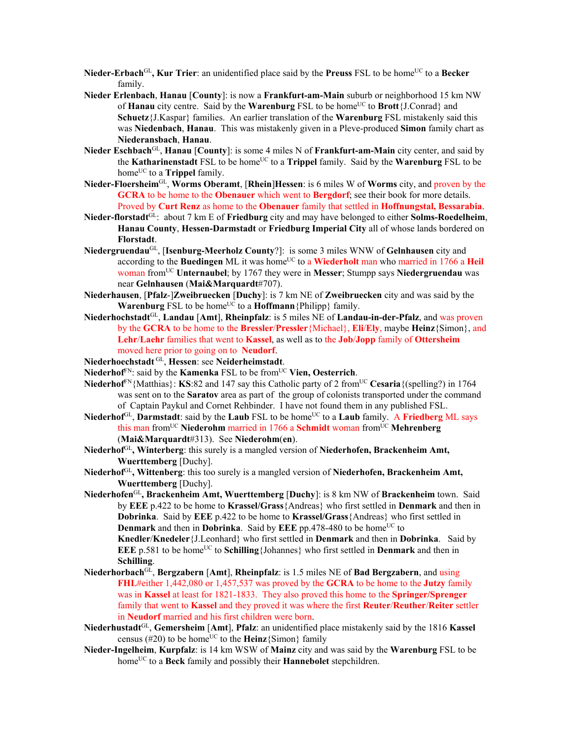**Nieder-Erbach**GL**, Kur Trier**: an unidentified place said by the **Preuss** FSL to be homeUC to a **Becker** family.

**Nieder Erlenbach**, **Hanau** [**County**]: is now a **Frankfurt-am-Main** suburb or neighborhood 15 km NW of **Hanau** city centre. Said by the **Warenburg** FSL to be homeUC to **Brott**{J.Conrad} and **Schuetz**{J.Kaspar} families. An earlier translation of the **Warenburg** FSL mistakenly said this was **Niedenbach**, **Hanau**. This was mistakenly given in a Pleve-produced **Simon** family chart as **Niederansbach**, **Hanau**.

**Nieder Eschbach**GL, **Hanau** [**County**]: is some 4 miles N of **Frankfurt-am-Main** city center, and said by the **Katharinenstadt** FSL to be homeUC to a **Trippel** family. Said by the **Warenburg** FSL to be homeUC to a **Trippel** family.

**Nieder-Floersheim**GL, **Worms Oberamt**, [**Rhein**]**Hessen**: is 6 miles W of **Worms** city, and proven by the **GCRA** to be home to the **Obenauer** which went to **Bergdorf**; see their book for more details. Proved by **Curt Renz** as home to the **Obenauer** family that settled in **Hoffnungstal, Bessarabia**.

**Nieder-florstadt**GL: about 7 km E of **Friedburg** city and may have belonged to either **Solms-Roedelheim**, **Hanau County**, **Hessen-Darmstadt** or **Friedburg Imperial City** all of whose lands bordered on **Florstadt**.

**Niedergruendau**GL, [**Isenburg-Meerholz County**?]: is some 3 miles WNW of **Gelnhausen** city and according to the **Buedingen** ML it was homeUC to a **Wiederholt** man who married in 1766 a **Heil** woman fromUC **Unternaubel**; by 1767 they were in **Messer**; Stumpp says **Niedergruendau** was near **Gelnhausen** (**Mai&Marquardt**#707).

**Niederhausen**, [**Pfalz**-]**Zweibruecken** [**Duchy**]: is 7 km NE of **Zweibruecken** city and was said by the **Warenburg** FSL to be homeUC to a **Hoffmann**{Philipp} family.

**Niederhochstadt**GL, **Landau** [**Amt**], **Rheinpfalz**: is 5 miles NE of **Landau-in-der-Pfalz**, and was proven by the **GCRA** to be home to the **Bressler**/**Pressler**{Michael}, **Eli**/**Ely**, maybe **Heinz**{Simon}, and **Lehr**/**Laehr** families that went to **Kassel**, as well as to the **Job**/**Jopp** family of **Ottersheim** moved here prior to going on to **Neudorf**.

**Niederhoechstadt** GL, **Hessen**: see **Neiderheimstadt**.

**Niederhof**FN: said by the **Kamenka** FSL to be fromUC **Vien, Oesterrich**.

**Niederhof**FN{Matthias}: **KS**:82 and 147 say this Catholic party of 2 fromUC **Cesaria**{(spelling?) in 1764 was sent on to the **Saratov** area as part of the group of colonists transported under the command of Captain Paykul and Cornet Rehbinder. I have not found them in any published FSL.

**Niederhof**GL, **Darmstadt**: said by the **Laub** FSL to be homeUC to a **Laub** family. A **Friedberg** ML says this man fromUC **Niederohm** married in 1766 a **Schmidt** woman fromUC **Mehrenberg** (**Mai&Marquardt**#313). See **Niederohm**(**en**).

**Niederhof**GL**, Winterberg**: this surely is a mangled version of **Niederhofen, Brackenheim Amt, Wuerttemberg** [Duchy].

**Niederhof**GL**, Wittenberg**: this too surely is a mangled version of **Niederhofen, Brackenheim Amt, Wuerttemberg** [Duchy].

**Niederhofen**GL**, Brackenheim Amt, Wuerttemberg** [**Duchy**]: is 8 km NW of **Brackenheim** town. Said by **EEE** p.422 to be home to **Krassel/Grass**{Andreas} who first settled in **Denmark** and then in **Dobrinka**. Said by **EEE** p.422 to be home to **Krassel/Grass**{Andreas} who first settled in **Denmark** and then in **Dobrinka**. Said by **EEE** pp.478-480 to be homeUC to **Knedler**/**Knedeler**{J.Leonhard} who first settled in **Denmark** and then in **Dobrinka**. Said by **EEE** p.581 to be homeUC to **Schilling**{Johannes} who first settled in **Denmark** and then in **Schilling**.

**Niederhorbach**GL, **Bergzabern** [**Amt**], **Rheinpfalz**: is 1.5 miles NE of **Bad Bergzabern**, and using **FHL**#either 1,442,080 or 1,457,537 was proved by the **GCRA** to be home to the **Jutzy** family was in **Kassel** at least for 1821-1833. They also proved this home to the **Springer/Sprenger** family that went to **Kassel** and they proved it was where the first **Reuter**/**Reuther**/**Reiter** settler in **Neudorf** married and his first children were born.

**Niederhustadt**GL, **Gemersheim** [**Amt**], **Pfalz**: an unidentified place mistakenly said by the 1816 **Kassel** census (#20) to be homeUC to the **Heinz**{Simon} family

**Nieder-Ingelheim**, **Kurpfalz**: is 14 km WSW of **Mainz** city and was said by the **Warenburg** FSL to be homeUC to a **Beck** family and possibly their **Hannebolet** stepchildren.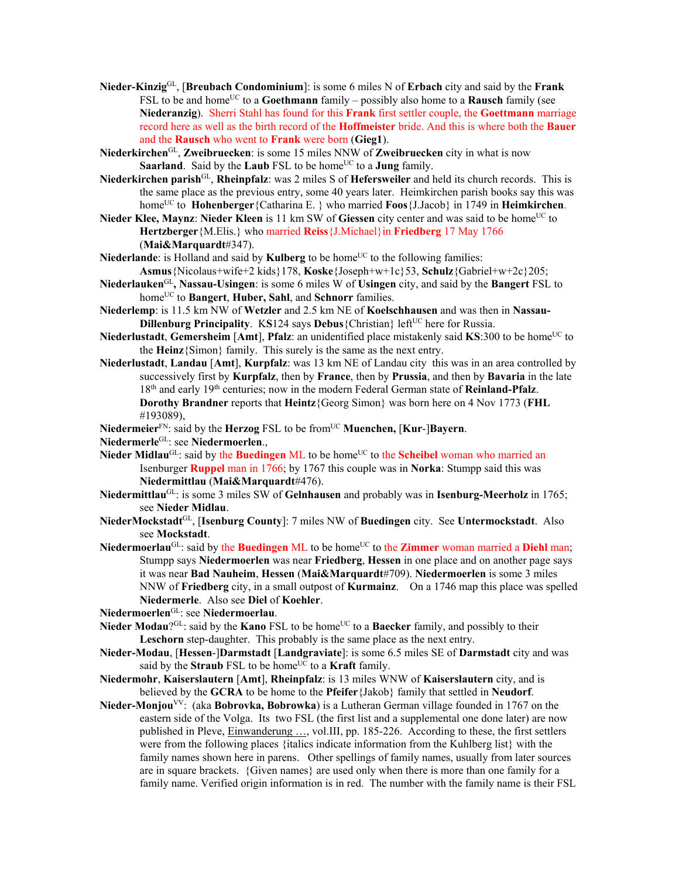**Nieder-Kinzig**GL, [**Breubach Condominium**]: is some 6 miles N of **Erbach** city and said by the **Frank** FSL to be and homeUC to a **Goethmann** family – possibly also home to a **Rausch** family (see **Niederanzig**). Sherri Stahl has found for this **Frank** first settler couple, the **Goettmann** marriage record here as well as the birth record of the **Hoffmeister** bride. And this is where both the **Bauer** and the **Rausch** who went to **Frank** were born (**Gieg1**).

**Niederkirchen**GL, **Zweibruecken**: is some 15 miles NNW of **Zweibruecken** city in what is now **Saarland**. Said by the **Laub** FSL to be homeUC to a **Jung** family.

**Niederkirchen parish**GL, **Rheinpfalz**: was 2 miles S of **Hefersweiler** and held its church records. This is the same place as the previous entry, some 40 years later. Heimkirchen parish books say this was homeUC to **Hohenberger**{Catharina E. } who married **Foos**{J.Jacob} in 1749 in **Heimkirchen**.

**Nieder Klee, Maynz**: **Nieder Kleen** is 11 km SW of **Giessen** city center and was said to be homeUC to **Hertzberger**{M.Elis.} who married **Reiss**{J.Michael} in **Friedberg** 17 May 1766 (**Mai&Marquardt**#347).

**Niederlande**: is Holland and said by **Kulberg** to be homeUC to the following families: **Asmus**{Nicolaus+wife+2 kids}178, **Koske**{Joseph+w+1c}53, **Schulz**{Gabriel+w+2c}205;

**Niederlauken**GL**, Nassau-Usingen**: is some 6 miles W of **Usingen** city, and said by the **Bangert** FSL to homeUC to **Bangert**, **Huber, Sahl**, and **Schnorr** families.

**Niederlemp**: is 11.5 km NW of **Wetzler** and 2.5 km NE of **Koelschhausen** and was then in **Nassau-Dillenburg Principality**. **KS**124 says **Debus**{Christian} leftUC here for Russia.

**Niederlustadt**, **Gemersheim** [**Amt**], **Pfalz**: an unidentified place mistakenly said **KS**:300 to be homeUC to the **Heinz**{Simon} family. This surely is the same as the next entry.

**Niederlustadt**, **Landau** [**Amt**], **Kurpfalz**: was 13 km NE of Landau city this was in an area controlled by successively first by **Kurpfalz**, then by **France**, then by **Prussia**, and then by **Bavaria** in the late 18th and early 19th centuries; now in the modern Federal German state of **Reinland-Pfalz**. **Dorothy Brandner** reports that **Heintz**{Georg Simon} was born here on 4 Nov 1773 (**FHL** #193089),

**Niedermeier**FN: said by the **Herzog** FSL to be fromUC **Muenchen,** [**Kur**-]**Bayern**.

**Niedermerle**GL: see **Niedermoerlen**.,

**Nieder Midlau**GL: said by the **Buedingen** ML to be homeUC to the **Scheibel** woman who married an Isenburger **Ruppel** man in 1766; by 1767 this couple was in **Norka**: Stumpp said this was **Niedermittlau** (**Mai&Marquardt**#476).

**Niedermittlau**GL: is some 3 miles SW of **Gelnhausen** and probably was in **Isenburg-Meerholz** in 1765; see **Nieder Midlau**.

**NiederMockstadt**GL, [**Isenburg County**]: 7 miles NW of **Buedingen** city. See **Untermockstadt**. Also see **Mockstadt**.

**Niedermoerlau**GL: said by the **Buedingen** ML to be homeUC to the **Zimmer** woman married a **Diehl** man; Stumpp says **Niedermoerlen** was near **Friedberg**, **Hessen** in one place and on another page says it was near **Bad Nauheim**, **Hessen** (**Mai&Marquardt**#709). **Niedermoerlen** is some 3 miles NNW of **Friedberg** city, in a small outpost of **Kurmainz**. On a 1746 map this place was spelled **Niedermerle**. Also see **Diel** of **Koehler**.

**Niedermoerlen**GL: see **Niedermoerlau**.

**Nieder Modau**?GL: said by the **Kano** FSL to be homeUC to a **Baecker** family, and possibly to their **Leschorn** step-daughter. This probably is the same place as the next entry.

**Nieder-Modau**, [**Hessen**-]**Darmstadt** [**Landgraviate**]: is some 6.5 miles SE of **Darmstadt** city and was said by the **Straub** FSL to be homeUC to a **Kraft** family.

**Niedermohr**, **Kaiserslautern** [**Amt**], **Rheinpfalz**: is 13 miles WNW of **Kaiserslautern** city, and is believed by the **GCRA** to be home to the **Pfeifer**{Jakob} family that settled in **Neudorf**.

**Nieder-Monjou**VV: (aka **Bobrovka, Bobrowka**) is a Lutheran German village founded in 1767 on the eastern side of the Volga. Its two FSL (the first list and a supplemental one done later) are now published in Pleve, Einwanderung …, vol.III, pp. 185-226. According to these, the first settlers were from the following places {italics indicate information from the Kuhlberg list} with the family names shown here in parens. Other spellings of family names, usually from later sources are in square brackets. {Given names} are used only when there is more than one family for a family name. Verified origin information is in red. The number with the family name is their FSL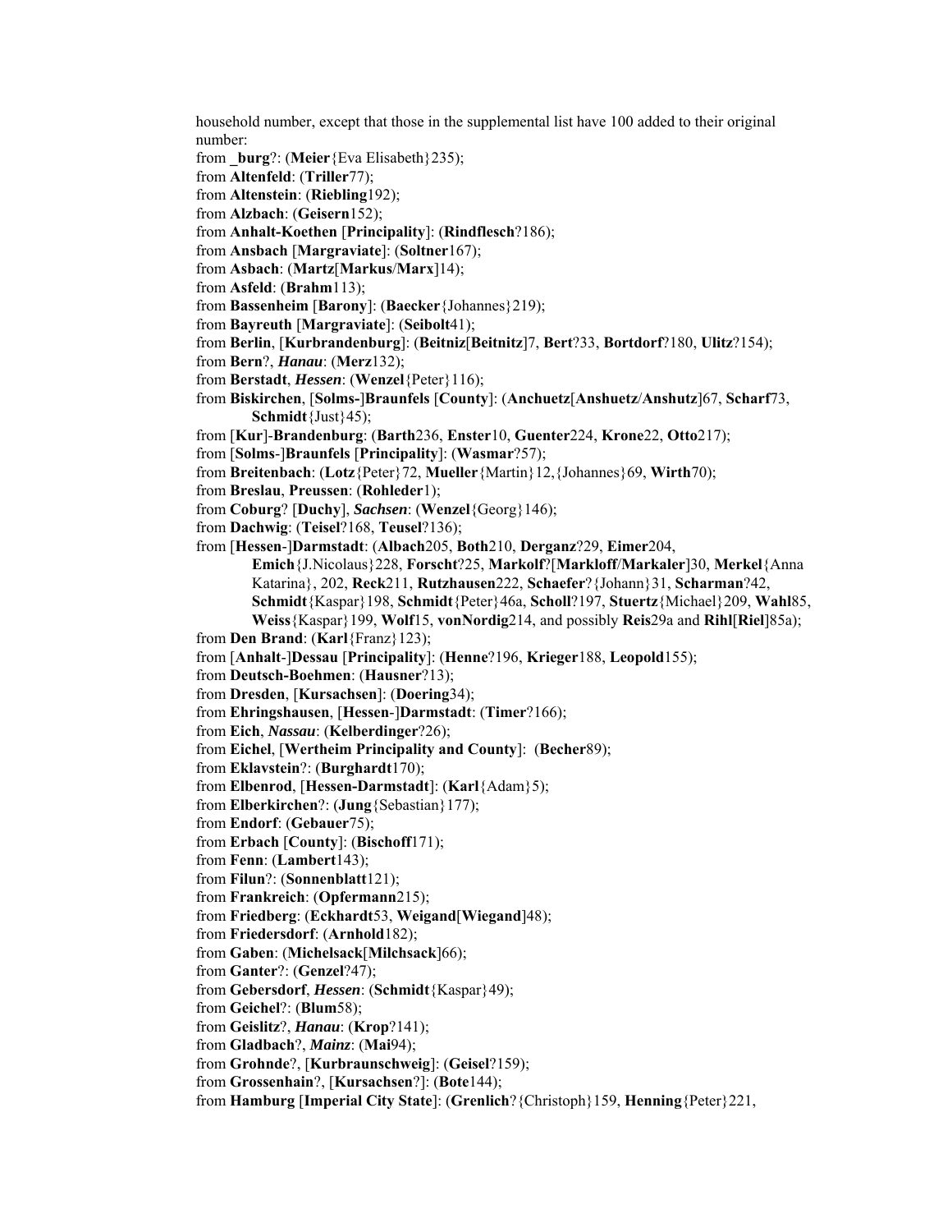household number, except that those in the supplemental list have 100 added to their original number:

from **_burg**?: (**Meier**{Eva Elisabeth}235);
from **Altenfeld**: (**Triller**77);
from **Altenstein**: (**Riebling**192);
from **Alzbach**: (**Geisern**152);
from **Anhalt-Koethen** [**Principality**]: (**Rindflesch**?186);
from **Ansbach** [**Margraviate**]: (**Soltner**167);
from **Asbach**: (**Martz**[**Markus**/**Marx**]14);
from **Asfeld**: (**Brahm**113);
from **Bassenheim** [**Barony**]: (**Baecker**{Johannes}219);
from **Bayreuth** [**Margraviate**]: (**Seibolt**41);
from **Berlin**, [**Kurbrandenburg**]: (**Beitniz**[**Beitnitz**]7, **Bert**?33, **Bortdorf**?180, **Ulitz**?154);
from **Bern**?, ***Hanau***: (**Merz**132);
from **Berstadt**, ***Hessen***: (**Wenzel**{Peter}116);
from **Biskirchen**, [**Solms-**]**Braunfels** [**County**]: (**Anchuetz**[**Anshuetz**/**Anshutz**]67, **Scharf**73, **Schmidt**{Just}45);
from [**Kur**]-**Brandenburg**: (**Barth**236, **Enster**10, **Guenter**224, **Krone**22, **Otto**217);
from [**Solms**-]**Braunfels** [**Principality**]: (**Wasmar**?57);
from **Breitenbach**: (**Lotz**{Peter}72, **Mueller**{Martin}12,{Johannes}69, **Wirth**70);
from **Breslau**, **Preussen**: (**Rohleder**1);
from **Coburg**? [**Duchy**], ***Sachsen***: (**Wenzel**{Georg}146);
from **Dachwig**: (**Teisel**?168, **Teusel**?136);
from [**Hessen**-]**Darmstadt**: (**Albach**205, **Both**210, **Derganz**?29, **Eimer**204, **Emich**{J.Nicolaus}228, **Forscht**?25, **Markolf**?[**Markloff**/**Markaler**]30, **Merkel**{Anna Katarina}, 202, **Reck**211, **Rutzhausen**222, **Schaefer**?{Johann}31, **Scharman**?42, **Schmidt**{Kaspar}198, **Schmidt**{Peter}46a, **Scholl**?197, **Stuertz**{Michael}209, **Wahl**85, **Weiss**{Kaspar}199, **Wolf**15, **vonNordig**214, and possibly **Reis**29a and **Rihl**[**Riel**]85a);
from **Den Brand**: (**Karl**{Franz}123);
from [**Anhalt**-]**Dessau** [**Principality**]: (**Henne**?196, **Krieger**188, **Leopold**155);
from **Deutsch-Boehmen**: (**Hausner**?13);
from **Dresden**, [**Kursachsen**]: (**Doering**34);
from **Ehringshausen**, [**Hessen**-]**Darmstadt**: (**Timer**?166);
from **Eich**, ***Nassau***: (**Kelberdinger**?26);
from **Eichel**, [**Wertheim Principality and County**]: (**Becher**89);
from **Eklavstein**?: (**Burghardt**170);
from **Elbenrod**, [**Hessen-Darmstadt**]: (**Karl**{Adam}5);
from **Elberkirchen**?: (**Jung**{Sebastian}177);
from **Endorf**: (**Gebauer**75);
from **Erbach** [**County**]: (**Bischoff**171);
from **Fenn**: (**Lambert**143);
from **Filun**?: (**Sonnenblatt**121);
from **Frankreich**: (**Opfermann**215);
from **Friedberg**: (**Eckhardt**53, **Weigand**[**Wiegand**]48);
from **Friedersdorf**: (**Arnhold**182);
from **Gaben**: (**Michelsack**[**Milchsack**]66);
from **Ganter**?: (**Genzel**?47);
from **Gebersdorf**, ***Hessen***: (**Schmidt**{Kaspar}49);
from **Geichel**?: (**Blum**58);
from **Geislitz**?, ***Hanau***: (**Krop**?141);
from **Gladbach**?, ***Mainz***: (**Mai**94);
from **Grohnde**?, [**Kurbraunschweig**]: (**Geisel**?159);
from **Grossenhain**?, [**Kursachsen**?]: (**Bote**144);
from **Hamburg** [**Imperial City State**]: (**Grenlich**?{Christoph}159, **Henning**{Peter}221,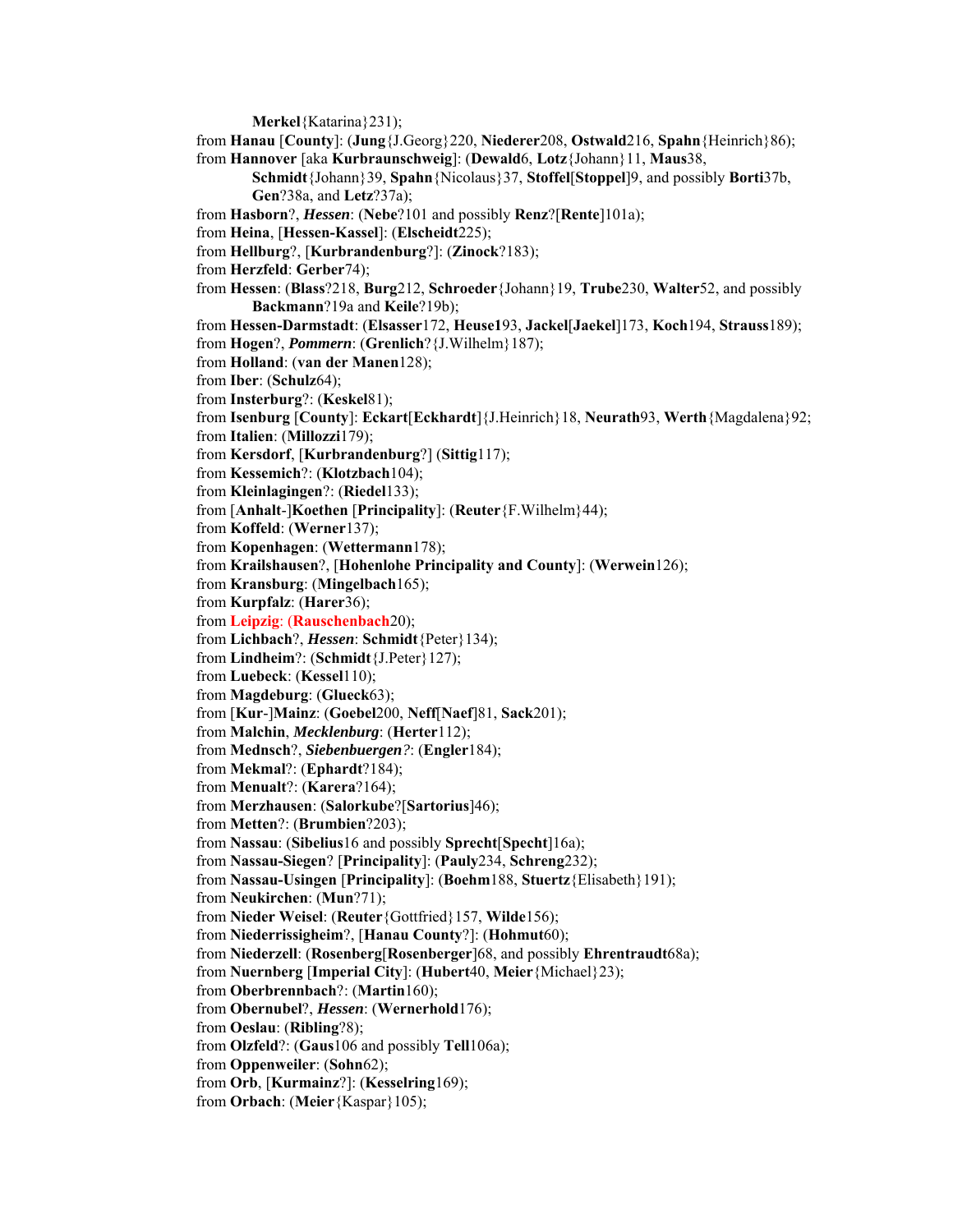**Merkel**{Katarina}231);

from **Hanau** [**County**]: (**Jung**{J.Georg}220, **Niederer**208, **Ostwald**216, **Spahn**{Heinrich}86);

from **Hannover** [aka **Kurbraunschweig**]: (**Dewald**6, **Lotz**{Johann}11, **Maus**38, **Schmidt**{Johann}39, **Spahn**{Nicolaus}37, **Stoffel**[**Stoppel**]9, and possibly **Borti**37b, **Gen**?38a, and **Letz**?37a);

from **Hasborn**?, ***Hessen***: (**Nebe**?101 and possibly **Renz**?[**Rente**]101a);

from **Heina**, [**Hessen-Kassel**]: (**Elscheidt**225);

from **Hellburg**?, [**Kurbrandenburg**?]: (**Zinock**?183);

from **Herzfeld**: **Gerber**74);

from **Hessen**: (**Blass**?218, **Burg**212, **Schroeder**{Johann}19, **Trube**230, **Walter**52, and possibly **Backmann**?19a and **Keile**?19b);

from **Hessen-Darmstadt**: (**Elsasser**172, **Heuse1**93, **Jackel**[**Jaekel**]173, **Koch**194, **Strauss**189);

from **Hogen**?, ***Pommern***: (**Grenlich**?{J.Wilhelm}187);

from **Holland**: (**van der Manen**128);

from **Iber**: (**Schulz**64);

from **Insterburg**?: (**Keskel**81);

from **Isenburg** [**County**]: **Eckart**[**Eckhardt**]{J.Heinrich}18, **Neurath**93, **Werth**{Magdalena}92;

from **Italien**: (**Millozzi**179);

from **Kersdorf**, [**Kurbrandenburg**?] (**Sittig**117);

from **Kessemich**?: (**Klotzbach**104);

from **Kleinlagingen**?: (**Riedel**133);

from [**Anhalt**-]**Koethen** [**Principality**]: (**Reuter**{F.Wilhelm}44);

from **Koffeld**: (**Werner**137);

from **Kopenhagen**: (**Wettermann**178);

from **Krailshausen**?, [**Hohenlohe Principality and County**]: (**Werwein**126);

from **Kransburg**: (**Mingelbach**165);

from **Kurpfalz**: (**Harer**36);

from **Leipzig**: (**Rauschenbach**20);

from **Lichbach**?, ***Hessen***: **Schmidt**{Peter}134);

from **Lindheim**?: (**Schmidt**{J.Peter}127);

from **Luebeck**: (**Kessel**110);

from **Magdeburg**: (**Glueck**63);

from [**Kur**-]**Mainz**: (**Goebel**200, **Neff**[**Naef**]81, **Sack**201);

from **Malchin**, ***Mecklenburg***: (**Herter**112);

from **Mednsch**?, ***Siebenbuergen?***: (**Engler**184);

from **Mekmal**?: (**Ephardt**?184);

from **Menualt**?: (**Karera**?164);

from **Merzhausen**: (**Salorkube**?[**Sartorius**]46);

from **Metten**?: (**Brumbien**?203);

from **Nassau**: (**Sibelius**16 and possibly **Sprecht**[**Specht**]16a);

from **Nassau-Siegen**? [**Principality**]: (**Pauly**234, **Schreng**232);

from **Nassau-Usingen** [**Principality**]: (**Boehm**188, **Stuertz**{Elisabeth}191);

from **Neukirchen**: (**Mun**?71);

from **Nieder Weisel**: (**Reuter**{Gottfried}157, **Wilde**156);

from **Niederrissigheim**?, [**Hanau County**?]: (**Hohmut**60);

from **Niederzell**: (**Rosenberg**[**Rosenberger**]68, and possibly **Ehrentraudt**68a);

from **Nuernberg** [**Imperial City**]: (**Hubert**40, **Meier**{Michael}23);

from **Oberbrennbach**?: (**Martin**160);

from **Obernubel**?, ***Hessen***: (**Wernerhold**176);

from **Oeslau**: (**Ribling**?8);

from **Olzfeld**?: (**Gaus**106 and possibly **Tell**106a);

from **Oppenweiler**: (**Sohn**62);

from **Orb**, [**Kurmainz**?]: (**Kesselring**169);

from **Orbach**: (**Meier**{Kaspar}105);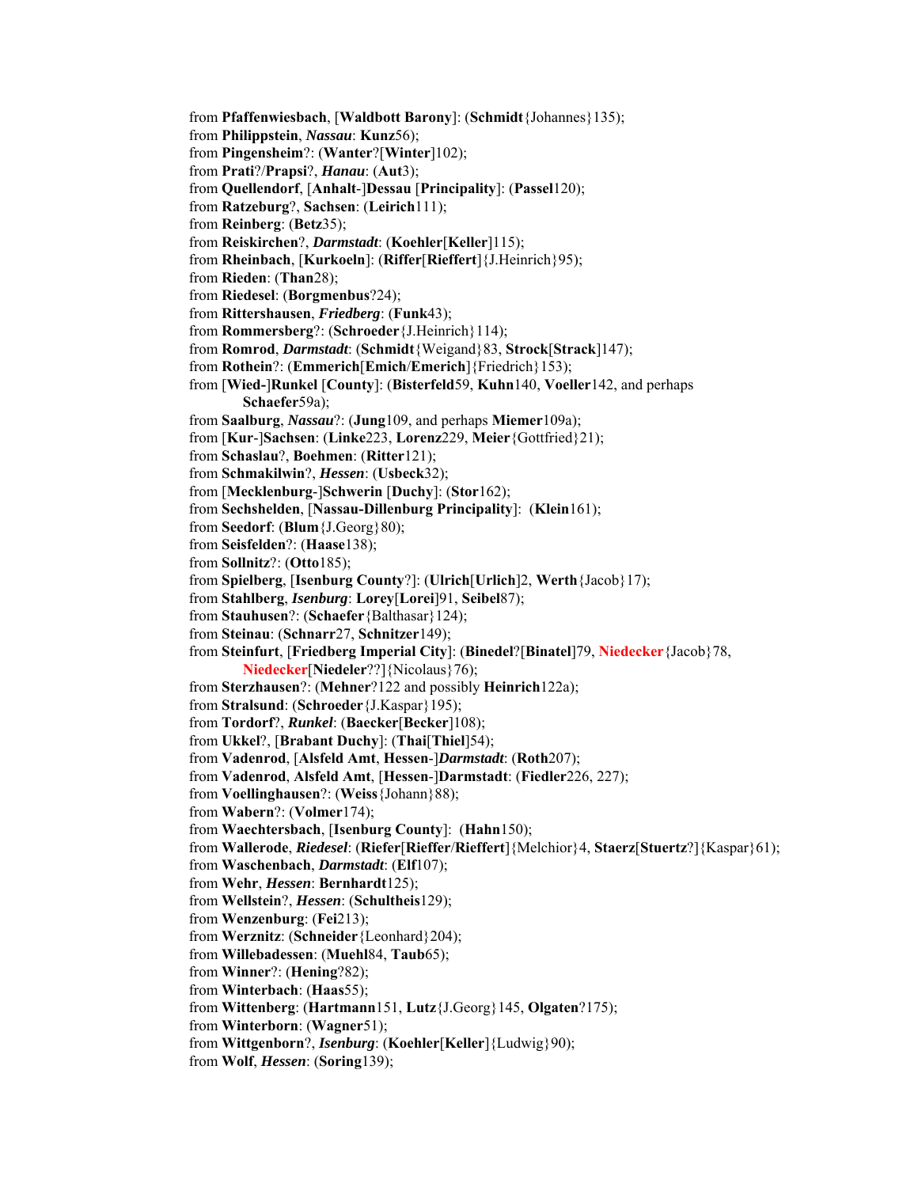from **Pfaffenwiesbach**, [**Waldbott Barony**]: (**Schmidt**{Johannes}135);
from **Philippstein**, ***Nassau***: **Kunz**56);
from **Pingensheim**?: (**Wanter**?[**Winter**]102);
from **Prati**?/**Prapsi**?, ***Hanau***: (**Aut**3);
from **Quellendorf**, [**Anhalt**-]**Dessau** [**Principality**]: (**Passel**120);
from **Ratzeburg**?, **Sachsen**: (**Leirich**111);
from **Reinberg**: (**Betz**35);
from **Reiskirchen**?, ***Darmstadt***: (**Koehler**[**Keller**]115);
from **Rheinbach**, [**Kurkoeln**]: (**Riffer**[**Rieffert**]{J.Heinrich}95);
from **Rieden**: (**Than**28);
from **Riedesel**: (**Borgmenbus**?24);
from **Rittershausen**, ***Friedberg***: (**Funk**43);
from **Rommersberg**?: (**Schroeder**{J.Heinrich}114);
from **Romrod**, ***Darmstadt***: (**Schmidt**{Weigand}83, **Strock**[**Strack**]147);
from **Rothein**?: (**Emmerich**[**Emich**/**Emerich**]{Friedrich}153);
from [**Wied**-]**Runkel** [**County**]: (**Bisterfeld**59, **Kuhn**140, **Voeller**142, and perhaps **Schaefer**59a);
from **Saalburg**, ***Nassau***?: (**Jung**109, and perhaps **Miemer**109a);
from [**Kur**-]**Sachsen**: (**Linke**223, **Lorenz**229, **Meier**{Gottfried}21);
from **Schaslau**?, **Boehmen**: (**Ritter**121);
from **Schmakilwin**?, ***Hessen***: (**Usbeck**32);
from [**Mecklenburg**-]**Schwerin** [**Duchy**]: (**Stor**162);
from **Sechshelden**, [**Nassau-Dillenburg Principality**]: (**Klein**161);
from **Seedorf**: (**Blum**{J.Georg}80);
from **Seisfelden**?: (**Haase**138);
from **Sollnitz**?: (**Otto**185);
from **Spielberg**, [**Isenburg County**?]: (**Ulrich**[**Urlich**]2, **Werth**{Jacob}17);
from **Stahlberg**, ***Isenburg***: **Lorey**[**Lorei**]91, **Seibel**87);
from **Stauhusen**?: (**Schaefer**{Balthasar}124);
from **Steinau**: (**Schnarr**27, **Schnitzer**149);
from **Steinfurt**, [**Friedberg Imperial City**]: (**Binedel**?[**Binatel**]79, **Niedecker**{Jacob}78, **Niedecker**[**Niedeler**??]{Nicolaus}76);
from **Sterzhausen**?: (**Mehner**?122 and possibly **Heinrich**122a);
from **Stralsund**: (**Schroeder**{J.Kaspar}195);
from **Tordorf**?, ***Runkel***: (**Baecker**[**Becker**]108);
from **Ukkel**?, [**Brabant Duchy**]: (**Thai**[**Thiel**]54);
from **Vadenrod**, [**Alsfeld Amt**, **Hessen**-]***Darmstadt***: (**Roth**207);
from **Vadenrod**, **Alsfeld Amt**, [**Hessen**-]**Darmstadt**: (**Fiedler**226, 227);
from **Voellinghausen**?: (**Weiss**{Johann}88);
from **Wabern**?: (**Volmer**174);
from **Waechtersbach**, [**Isenburg County**]: (**Hahn**150);
from **Wallerode**, ***Riedesel***: (**Riefer**[**Rieffer**/**Rieffert**]{Melchior}4, **Staerz**[**Stuertz**?]{Kaspar}61);
from **Waschenbach**, ***Darmstadt***: (**Elf**107);
from **Wehr**, ***Hessen***: **Bernhardt**125);
from **Wellstein**?, ***Hessen***: (**Schultheis**129);
from **Wenzenburg**: (**Fei**213);
from **Werznitz**: (**Schneider**{Leonhard}204);
from **Willebadessen**: (**Muehl**84, **Taub**65);
from **Winner**?: (**Hening**?82);
from **Winterbach**: (**Haas**55);
from **Wittenberg**: (**Hartmann**151, **Lutz**{J.Georg}145, **Olgaten**?175);
from **Winterborn**: (**Wagner**51);
from **Wittgenborn**?, ***Isenburg***: (**Koehler**[**Keller**]{Ludwig}90);
from **Wolf**, ***Hessen***: (**Soring**139);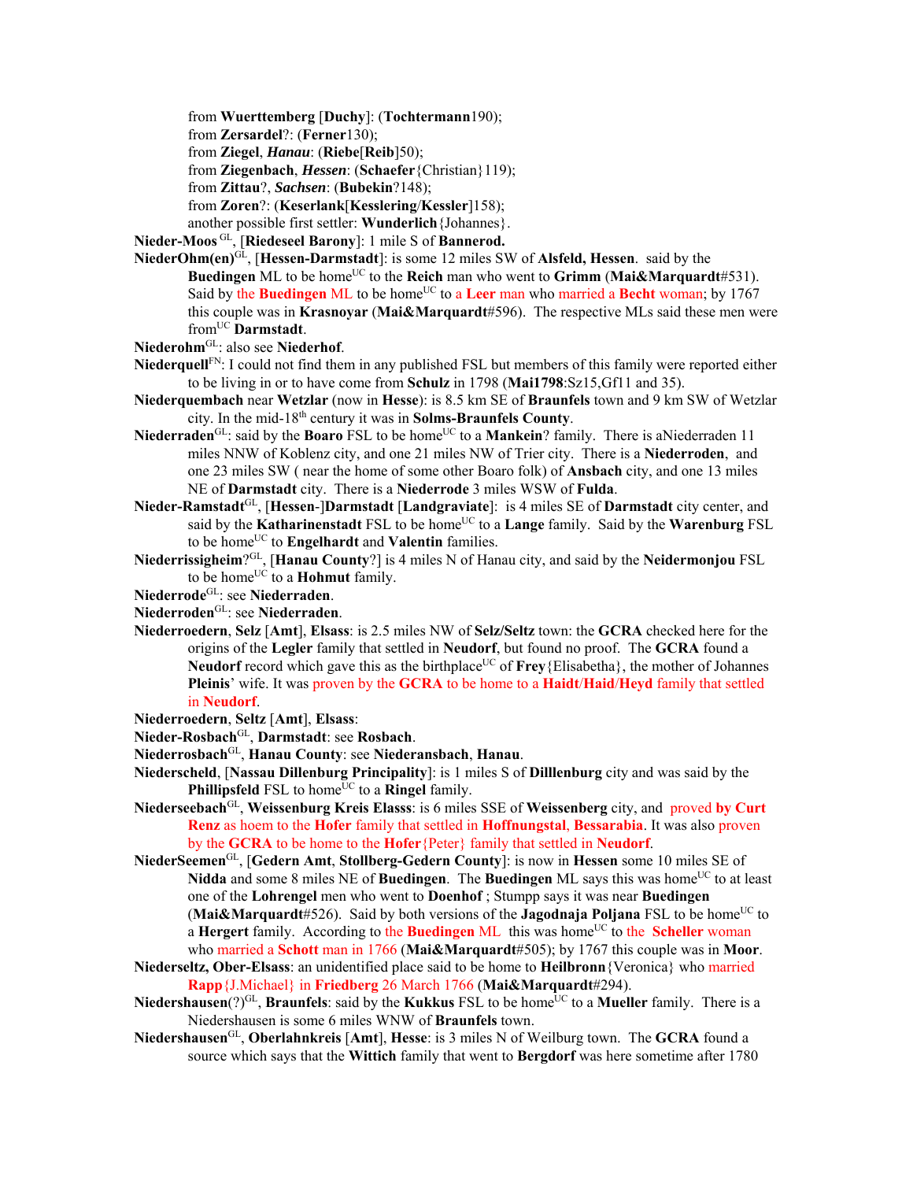from **Wuerttemberg** [**Duchy**]: (**Tochtermann**190);
from **Zersardel**?: (**Ferner**130);
from **Ziegel**, ***Hanau***: (**Riebe**[**Reib**]50);
from **Ziegenbach**, ***Hessen***: (**Schaefer**{Christian}119);
from **Zittau**?, ***Sachsen***: (**Bubekin**?148);
from **Zoren**?: (**Keserlank**[**Kesslering**/**Kessler**]158);
another possible first settler: **Wunderlich**{Johannes}.

**Nieder-Moos** [GL], [**Riedeseel Barony**]: 1 mile S of **Bannerod.**

**NiederOhm(en)**[GL], [**Hessen-Darmstadt**]: is some 12 miles SW of **Alsfeld, Hessen**. said by the **Buedingen** ML to be home[UC] to the **Reich** man who went to **Grimm** (**Mai&Marquardt**#531). Said by the **Buedingen** ML to be home[UC] to a **Leer** man who married a **Becht** woman; by 1767 this couple was in **Krasnoyar** (**Mai&Marquardt**#596). The respective MLs said these men were from[UC] **Darmstadt**.

**Niederohm**[GL]: also see **Niederhof**.

**Niederquell**[FN]: I could not find them in any published FSL but members of this family were reported either to be living in or to have come from **Schulz** in 1798 (**Mai1798**:Sz15,Gf11 and 35).

**Niederquembach** near **Wetzlar** (now in **Hesse**): is 8.5 km SE of **Braunfels** town and 9 km SW of Wetzlar city. In the mid-18th century it was in **Solms-Braunfels County**.

**Niederraden**[GL]: said by the **Boaro** FSL to be home[UC] to a **Mankein**? family. There is aNiederraden 11 miles NNW of Koblenz city, and one 21 miles NW of Trier city. There is a **Niederroden**, and one 23 miles SW ( near the home of some other Boaro folk) of **Ansbach** city, and one 13 miles NE of **Darmstadt** city. There is a **Niederrode** 3 miles WSW of **Fulda**.

**Nieder-Ramstadt**[GL], [**Hessen**-]**Darmstadt** [**Landgraviate**]: is 4 miles SE of **Darmstadt** city center, and said by the **Katharinenstadt** FSL to be home[UC] to a **Lange** family. Said by the **Warenburg** FSL to be home[UC] to **Engelhardt** and **Valentin** families.

**Niederrissigheim**?[GL], [**Hanau County**?] is 4 miles N of Hanau city, and said by the **Neidermonjou** FSL to be home[UC] to a **Hohmut** family.

**Niederrode**[GL]: see **Niederraden**.

**Niederroden**[GL]: see **Niederraden**.

**Niederroedern**, **Selz** [**Amt**], **Elsass**: is 2.5 miles NW of **Selz/Seltz** town: the **GCRA** checked here for the origins of the **Legler** family that settled in **Neudorf**, but found no proof. The **GCRA** found a **Neudorf** record which gave this as the birthplace[UC] of **Frey**{Elisabetha}, the mother of Johannes **Pleinis**' wife. It was proven by the **GCRA** to be home to a **Haidt**/**Haid**/**Heyd** family that settled in **Neudorf**.

**Niederroedern**, **Seltz** [**Amt**], **Elsass**:

**Nieder-Rosbach**[GL], **Darmstadt**: see **Rosbach**.

**Niederrosbach**[GL], **Hanau County**: see **Niederansbach**, **Hanau**.

**Niederscheld**, [**Nassau Dillenburg Principality**]: is 1 miles S of **Dilllenburg** city and was said by the **Phillipsfeld** FSL to home[UC] to a **Ringel** family.

**Niederseebach**[GL], **Weissenburg Kreis Elasss**: is 6 miles SSE of **Weissenberg** city, and proved **by Curt Renz** as hoem to the **Hofer** family that settled in **Hoffnungstal**, **Bessarabia**. It was also proven by the **GCRA** to be home to the **Hofer**{Peter} family that settled in **Neudorf**.

**NiederSeemen**[GL], [**Gedern Amt**, **Stollberg-Gedern County**]: is now in **Hessen** some 10 miles SE of **Nidda** and some 8 miles NE of **Buedingen**. The **Buedingen** ML says this was home[UC] to at least one of the **Lohrengel** men who went to **Doenhof** ; Stumpp says it was near **Buedingen** (**Mai&Marquardt**#526). Said by both versions of the **Jagodnaja Poljana** FSL to be home[UC] to a **Hergert** family. According to the **Buedingen** ML this was home[UC] to the **Scheller** woman who married a **Schott** man in 1766 (**Mai&Marquardt**#505); by 1767 this couple was in **Moor**.

**Niederseltz, Ober-Elsass**: an unidentified place said to be home to **Heilbronn**{Veronica} who married **Rapp**{J.Michael} in **Friedberg** 26 March 1766 (**Mai&Marquardt**#294).

**Niedershausen**(?)[GL], **Braunfels**: said by the **Kukkus** FSL to be home[UC] to a **Mueller** family. There is a Niedershausen is some 6 miles WNW of **Braunfels** town.

**Niedershausen**[GL], **Oberlahnkreis** [**Amt**], **Hesse**: is 3 miles N of Weilburg town. The **GCRA** found a source which says that the **Wittich** family that went to **Bergdorf** was here sometime after 1780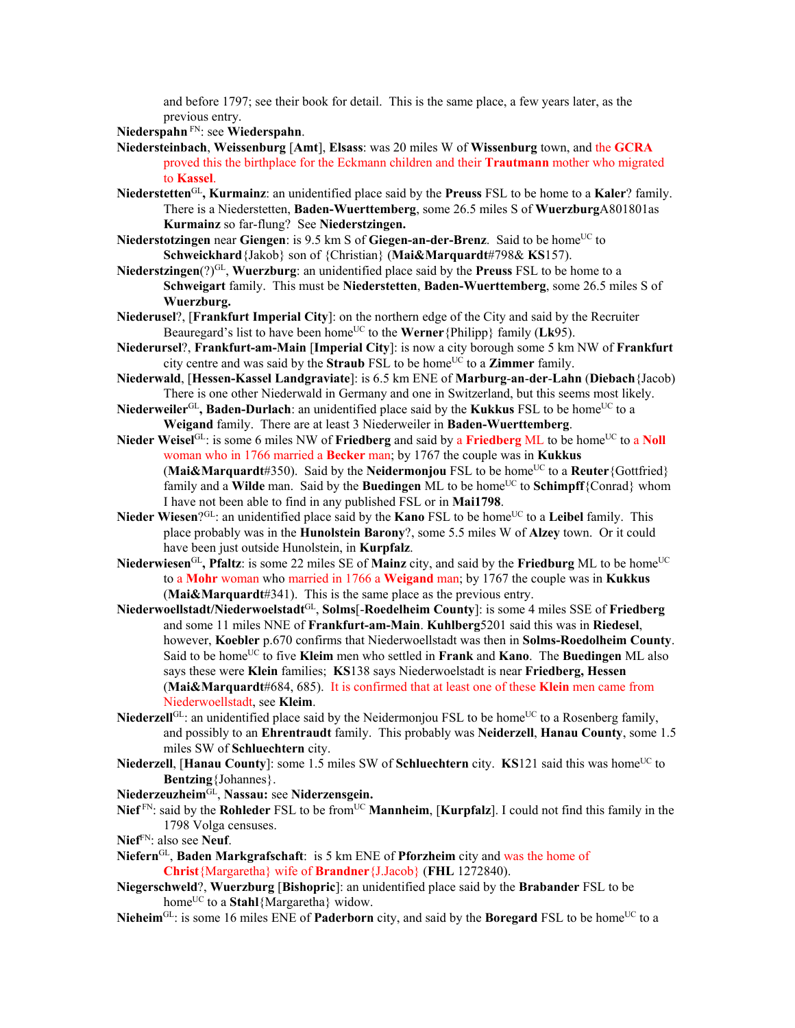and before 1797; see their book for detail. This is the same place, a few years later, as the previous entry.

**Niederspahn** [FN]: see **Wiederspahn**.

**Niedersteinbach**, **Weissenburg** [**Amt**], **Elsass**: was 20 miles W of **Wissenburg** town, and the **GCRA** proved this the birthplace for the Eckmann children and their **Trautmann** mother who migrated to **Kassel**.

**Niederstetten**[GL]**, Kurmainz**: an unidentified place said by the **Preuss** FSL to be home to a **Kaler**? family. There is a Niederstetten, **Baden-Wuerttemberg**, some 26.5 miles S of **Wuerzburg**A801801as **Kurmainz** so far-flung? See **Niederstzingen.**

**Niederstotzingen** near **Giengen**: is 9.5 km S of **Giegen-an-der-Brenz**. Said to be home[UC] to **Schweickhard**{Jakob} son of {Christian} (**Mai&Marquardt**#798& **KS**157).

**Niederstzingen**(?)[GL], **Wuerzburg**: an unidentified place said by the **Preuss** FSL to be home to a **Schweigart** family. This must be **Niederstetten**, **Baden-Wuerttemberg**, some 26.5 miles S of **Wuerzburg.**

**Niederusel**?, [**Frankfurt Imperial City**]: on the northern edge of the City and said by the Recruiter Beauregard's list to have been home[UC] to the **Werner**{Philipp} family (**Lk**95).

**Niederursel**?, **Frankfurt-am-Main** [**Imperial City**]: is now a city borough some 5 km NW of **Frankfurt** city centre and was said by the **Straub** FSL to be home[UC] to a **Zimmer** family.

**Niederwald**, [**Hessen-Kassel Landgraviate**]: is 6.5 km ENE of **Marburg-an-der-Lahn** (**Diebach**{Jacob) There is one other Niederwald in Germany and one in Switzerland, but this seems most likely.

**Niederweiler**[GL]**, Baden-Durlach**: an unidentified place said by the **Kukkus** FSL to be home[UC] to a **Weigand** family. There are at least 3 Niederweiler in **Baden-Wuerttemberg**.

**Nieder Weisel**[GL]: is some 6 miles NW of **Friedberg** and said by a **Friedberg** ML to be home[UC] to a **Noll** woman who in 1766 married a **Becker** man; by 1767 the couple was in **Kukkus** (**Mai&Marquardt**#350). Said by the **Neidermonjou** FSL to be home[UC] to a **Reuter**{Gottfried} family and a **Wilde** man. Said by the **Buedingen** ML to be home[UC] to **Schimpff**{Conrad} whom I have not been able to find in any published FSL or in **Mai1798**.

**Nieder Wiesen**?[GL]: an unidentified place said by the **Kano** FSL to be home[UC] to a **Leibel** family. This place probably was in the **Hunolstein Barony**?, some 5.5 miles W of **Alzey** town. Or it could have been just outside Hunolstein, in **Kurpfalz**.

**Niederwiesen**[GL]**, Pfaltz**: is some 22 miles SE of **Mainz** city, and said by the **Friedburg** ML to be home[UC] to a **Mohr** woman who married in 1766 a **Weigand** man; by 1767 the couple was in **Kukkus** (**Mai&Marquardt**#341). This is the same place as the previous entry.

**Niederwoellstadt/Niederwoelstadt**[GL], **Solms**[-**Roedelheim County**]: is some 4 miles SSE of **Friedberg** and some 11 miles NNE of **Frankfurt-am-Main**. **Kuhlberg**5201 said this was in **Riedesel**, however, **Koebler** p.670 confirms that Niederwoellstadt was then in **Solms-Roedolheim County**. Said to be home[UC] to five **Kleim** men who settled in **Frank** and **Kano**. The **Buedingen** ML also says these were **Klein** families; **KS**138 says Niederwoelstadt is near **Friedberg, Hessen** (**Mai&Marquardt**#684, 685). It is confirmed that at least one of these **Klein** men came from Niederwoellstadt, see **Kleim**.

**Niederzell**[GL]: an unidentified place said by the Neidermonjou FSL to be home[UC] to a Rosenberg family, and possibly to an **Ehrentraudt** family. This probably was **Neiderzell**, **Hanau County**, some 1.5 miles SW of **Schluechtern** city.

**Niederzell**, [**Hanau County**]: some 1.5 miles SW of **Schluechtern** city. **KS**121 said this was home[UC] to **Bentzing**{Johannes}.

**Niederzeuzheim**[GL], **Nassau:** see **Niderzensgein.**

**Nief** [FN]: said by the **Rohleder** FSL to be from[UC] **Mannheim**, [**Kurpfalz**]. I could not find this family in the 1798 Volga censuses.

**Nief**[FN]: also see **Neuf**.

**Niefern**[GL], **Baden Markgrafschaft**: is 5 km ENE of **Pforzheim** city and was the home of **Christ**{Margaretha} wife of **Brandner**{J.Jacob} (**FHL** 1272840).

**Niegerschweld**?, **Wuerzburg** [**Bishopric**]: an unidentified place said by the **Brabander** FSL to be home[UC] to a **Stahl**{Margaretha} widow.

**Nieheim**[GL]: is some 16 miles ENE of **Paderborn** city, and said by the **Boregard** FSL to be home[UC] to a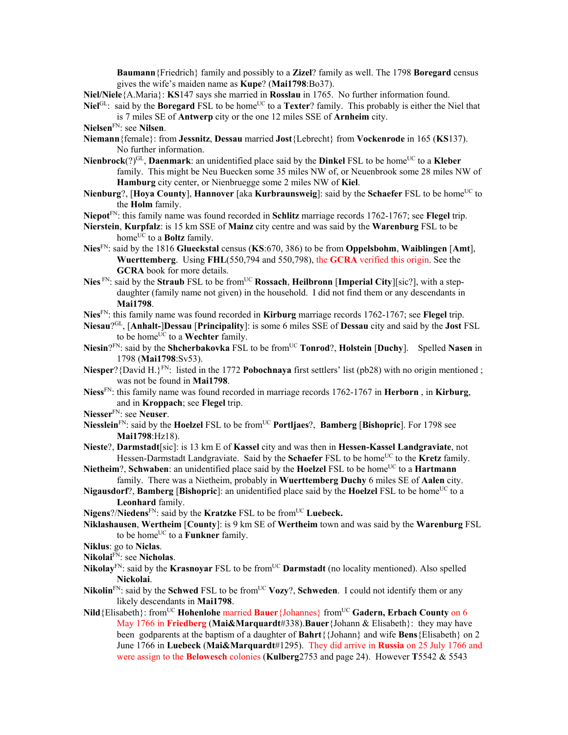**Baumann**{Friedrich} family and possibly to a **Zizel**? family as well. The 1798 **Boregard** census gives the wife's maiden name as **Kupe**? (**Mai1798**:Bo37).

**Niel/Niele**{A.Maria}: **KS**147 says she married in **Rosslau** in 1765. No further information found.

**Niel**[GL]: said by the **Boregard** FSL to be home[UC] to a **Texter**? family. This probably is either the Niel that is 7 miles SE of **Antwerp** city or the one 12 miles SSE of **Arnheim** city.

**Nielsen**[FN]: see **Nilsen**.

**Niemann**{female}: from **Jessnitz**, **Dessau** married **Jost**{Lebrecht} from **Vockenrode** in 165 (**KS**137). No further information.

**Nienbrock**(?)[GL], **Daenmark**: an unidentified place said by the **Dinkel** FSL to be home[UC] to a **Kleber** family. This might be Neu Buecken some 35 miles NW of, or Neuenbrook some 28 miles NW of **Hamburg** city center, or Nienbruegge some 2 miles NW of **Kiel**.

**Nienburg**?, [**Hoya County**], **Hannover** [aka **Kurbraunsweig**]: said by the **Schaefer** FSL to be home[UC] to the **Holm** family.

**Niepot**[FN]: this family name was found recorded in **Schlitz** marriage records 1762-1767; see **Flegel** trip.

**Nierstein**, **Kurpfalz**: is 15 km SSE of **Mainz** city centre and was said by the **Warenburg** FSL to be home[UC] to a **Boltz** family.

**Nies**[FN]: said by the 1816 **Glueckstal** census (**KS**:670, 386) to be from **Oppelsbohm**, **Waiblingen** [**Amt**], **Wuerttemberg**. Using **FHL**(550,794 and 550,798), the **GCRA** verified this origin. See the **GCRA** book for more details.

**Nies** [FN]: said by the **Straub** FSL to be from[UC] **Rossach**, **Heilbronn** [**Imperial City**][sic?], with a step-daughter (family name not given) in the household. I did not find them or any descendants in **Mai1798**.

**Nies**[FN]: this family name was found recorded in **Kirburg** marriage records 1762-1767; see **Flegel** trip.

**Niesau**?[GL], [**Anhalt-**]**Dessau** [**Principality**]: is some 6 miles SSE of **Dessau** city and said by the **Jost** FSL to be home[UC] to a **Wechter** family.

**Niesin**?[FN]: said by the **Shcherbakovka** FSL to be from[UC] **Tonrod**?, **Holstein** [**Duchy**]. Spelled **Nasen** in 1798 (**Mai1798**:Sv53).

**Niesper**?{David H.}[FN]: listed in the 1772 **Pobochnaya** first settlers' list (pb28) with no origin mentioned ; was not be found in **Mai1798**.

**Niess**[FN]: this family name was found recorded in marriage records 1762-1767 in **Herborn** , in **Kirburg**, and in **Kroppach**; see **Flegel** trip.

**Niesser**[FN]: see **Neuser**.

**Niesslein**[FN]: said by the **Hoelzel** FSL to be from[UC] **Portljaes**?, **Bamberg** [**Bishopric**]. For 1798 see **Mai1798**:Hz18).

**Nieste**?, **Darmstadt**[sic]: is 13 km E of **Kassel** city and was then in **Hessen-Kassel Landgraviate**, not Hessen-Darmstadt Landgraviate. Said by the **Schaefer** FSL to be home[UC] to the **Kretz** family.

**Nietheim**?, **Schwaben**: an unidentified place said by the **Hoelzel** FSL to be home[UC] to a **Hartmann** family. There was a Nietheim, probably in **Wuerttemberg Duchy** 6 miles SE of **Aalen** city.

**Nigausdorf**?, **Bamberg** [**Bishopric**]: an unidentified place said by the **Hoelzel** FSL to be home[UC] to a **Leonhard** family.

**Nigens**?/**Niedens**[FN]: said by the **Kratzke** FSL to be from[UC] **Luebeck.**

**Niklashausen**, **Wertheim** [**County**]: is 9 km SE of **Wertheim** town and was said by the **Warenburg** FSL to be home[UC] to a **Funkner** family.

**Niklus**: go to **Niclas**.

**Nikolai**[FN]: see **Nicholas**.

**Nikolay**[FN]: said by the **Krasnoyar** FSL to be from[UC] **Darmstadt** (no locality mentioned). Also spelled **Nickolai**.

**Nikolin**[FN]: said by the **Schwed** FSL to be from[UC] **Vozy**?, **Schweden**. I could not identify them or any likely descendants in **Mai1798**.

**Nild**{Elisabeth}: from[UC] **Hohenlohe** married **Bauer**{Johannes} from[UC] **Gadern, Erbach County** on 6 May 1766 in **Friedberg** (**Mai&Marquardt**#338).**Bauer**{Johann & Elisabeth}: they may have been godparents at the baptism of a daughter of **Bahrt**{{Johann} and wife **Bens**{Elisabeth} on 2 June 1766 in **Luebeck** (**Mai&Marquardt**#1295). They did arrive in **Russia** on 25 July 1766 and were assign to the **Belowesch** colonies (**Kulberg**2753 and page 24). However **T**5542 & 5543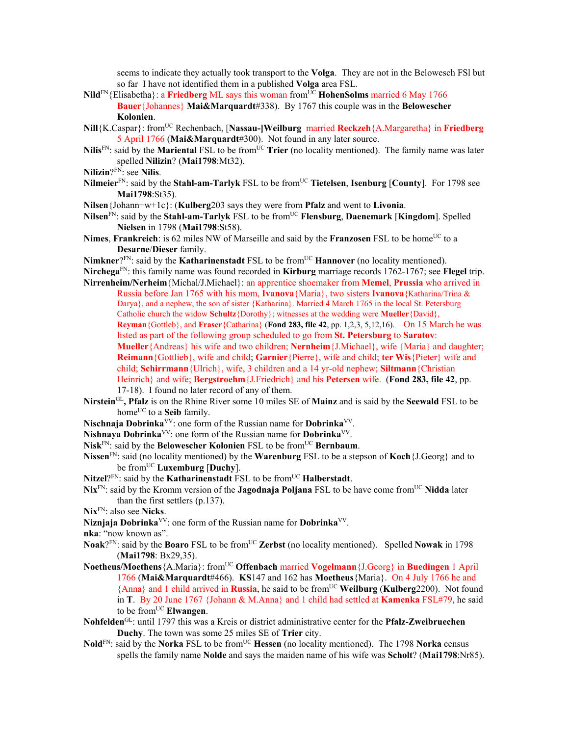seems to indicate they actually took transport to the **Volga**. They are not in the Belowesch FSl but so far I have not identified them in a published **Volga** area FSL.

**Nild**[FN]{Elisabetha}: a **Friedberg** ML says this woman from[UC] **HohenSolms** married 6 May 1766 **Bauer**{Johannes} **Mai&Marquardt**#338). By 1767 this couple was in the **Belowescher Kolonien**.

**Nill**{K.Caspar}: from[UC] Rechenbach, [**Nassau-]Weilburg** married **Reckzeh**{A.Margaretha} in **Friedberg** 5 April 1766 (**Mai&Marquardt**#300). Not found in any later source.

**Nilis**[FN]: said by the **Mariental** FSL to be from[UC] **Trier** (no locality mentioned). The family name was later spelled **Nilizin**? (**Mai1798**:Mt32).

**Nilizin**?[FN]: see **Nilis**.

**Nilmeier**[FN]: said by the **Stahl-am-Tarlyk** FSL to be from[UC] **Tietelsen**, **Isenburg** [**County**]. For 1798 see **Mai1798**:St35).

**Nilsen**{Johann+w+1c}: (**Kulberg**203 says they were from **Pfalz** and went to **Livonia**.

**Nilsen**[FN]: said by the **Stahl-am-Tarlyk** FSL to be from[UC] **Flensburg**, **Daenemark** [**Kingdom**]. Spelled **Nielsen** in 1798 (**Mai1798**:St58).

**Nimes**, **Frankreich**: is 62 miles NW of Marseille and said by the **Franzosen** FSL to be home[UC] to a **Desarne**/**Dieser** family.

**Nimkner**?[FN]: said by the **Katharinenstadt** FSL to be from[UC] **Hannover** (no locality mentioned).

**Nirchega**[FN]: this family name was found recorded in **Kirburg** marriage records 1762-1767; see **Flegel** trip.

**Nirrenheim/Nerheim**{Michal/J.Michael}: an apprentice shoemaker from **Memel**, **Prussia** who arrived in Russia before Jan 1765 with his mom, **Ivanova**{Maria}, two sisters **Ivanova**{Katharina/Trina & Darya}, and a nephew, the son of sister {Katharina}. Married 4 March 1765 in the local St. Petersburg Catholic church the widow **Schultz**{Dorothy}; witnesses at the wedding were **Mueller**{David}, **Reyman**{Gottleb}, and **Fraser**{Catharina} (**Fond 283, file 42**, pp. 1,2,3, 5,12,16). On 15 March he was listed as part of the following group scheduled to go from **St. Petersburg** to **Saratov**: **Mueller**{Andreas} his wife and two children; **Nernheim**{J.Michael}, wife {Maria} and daughter; **Reimann**{Gottlieb}, wife and child; **Garnier**{Pierre}, wife and child; **ter Wis**{Pieter} wife and child; **Schirrmann**{Ulrich}, wife, 3 children and a 14 yr-old nephew; **Siltmann**{Christian Heinrich} and wife; **Bergstroehm**{J.Friedrich} and his **Petersen** wife. (**Fond 283, file 42**, pp. 17-18). I found no later record of any of them.

**Nirstein**[GL]**, Pfalz** is on the Rhine River some 10 miles SE of **Mainz** and is said by the **Seewald** FSL to be home[UC] to a **Seib** family.

**Nischnaja Dobrinka**[VV]: one form of the Russian name for **Dobrinka**[VV].

**Nishnaya Dobrinka**[VV]: one form of the Russian name for **Dobrinka**[VV].

**Nisk**[FN]: said by the **Belowescher Kolonien** FSL to be from[UC] **Bernbaum**.

**Nissen**[FN]: said (no locality mentioned) by the **Warenburg** FSL to be a stepson of **Koch**{J.Georg} and to be from[UC] **Luxemburg** [**Duchy**].

**Nitzel**?[FN]: said by the **Katharinenstadt** FSL to be from[UC] **Halberstadt**.

**Nix**[FN]: said by the Kromm version of the **Jagodnaja Poljana** FSL to be have come from[UC] **Nidda** later than the first settlers (p.137).

**Nix**[FN]: also see **Nicks**.

**Niznjaja Dobrinka**[VV]: one form of the Russian name for **Dobrinka**[VV].

**nka**: "now known as".

**Noak**?[FN]: said by the **Boaro** FSL to be from[UC] **Zerbst** (no locality mentioned). Spelled **Nowak** in 1798 (**Mai1798**: Bx29,35).

**Noetheus/Moethens**{A.Maria}: from[UC] **Offenbach** married **Vogelmann**{J.Georg} in **Buedingen** 1 April 1766 (**Mai&Marquardt**#466). **KS**147 and 162 has **Moetheus**{Maria}. On 4 July 1766 he and {Anna} and 1 child arrived in **Russia**, he said to be from[UC] **Weilburg** (**Kulberg**2200). Not found in **T**. By 20 June 1767 {Johann & M.Anna} and 1 child had settled at **Kamenka** FSL#79, he said to be from[UC] **Elwangen**.

**Nohfelden**[GL]: until 1797 this was a Kreis or district administrative center for the **Pfalz-Zweibruechen Duchy**. The town was some 25 miles SE of **Trier** city.

**Nold**[FN]: said by the **Norka** FSL to be from[UC] **Hessen** (no locality mentioned). The 1798 **Norka** census spells the family name **Nolde** and says the maiden name of his wife was **Scholt**? (**Mai1798**:Nr85).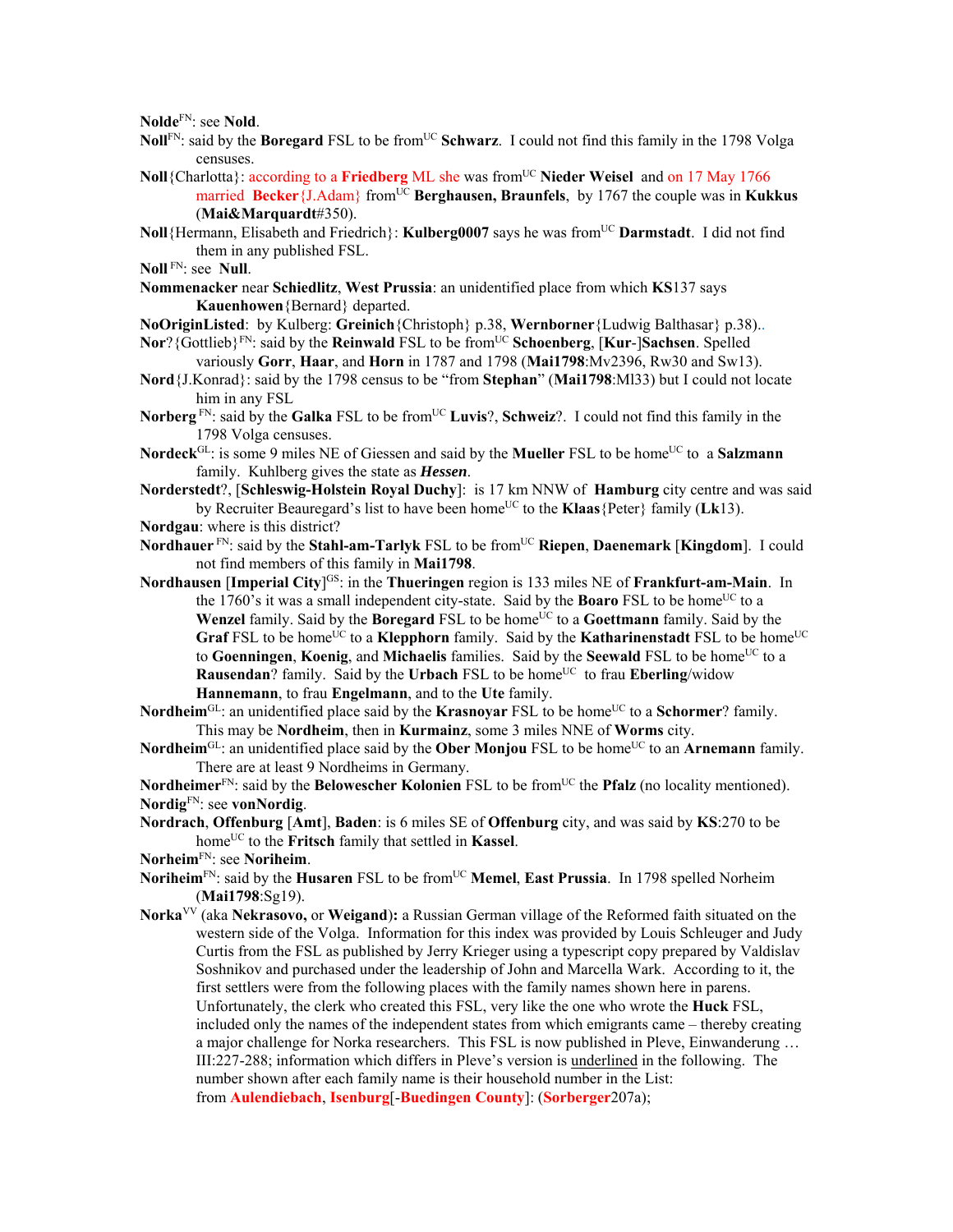**Nolde**[FN]: see **Nold**.

**Noll**[FN]: said by the **Boregard** FSL to be from[UC] **Schwarz**. I could not find this family in the 1798 Volga censuses.

**Noll**{Charlotta}: according to a **Friedberg** ML she was from[UC] **Nieder Weisel** and on 17 May 1766 married **Becker**{J.Adam} from[UC] **Berghausen, Braunfels**, by 1767 the couple was in **Kukkus** (**Mai&Marquardt**#350).

**Noll**{Hermann, Elisabeth and Friedrich}: **Kulberg0007** says he was from[UC] **Darmstadt**. I did not find them in any published FSL.

**Noll** [FN]: see **Null**.

**Nommenacker** near **Schiedlitz**, **West Prussia**: an unidentified place from which **KS**137 says **Kauenhowen**{Bernard} departed.

**NoOriginListed**: by Kulberg: **Greinich**{Christoph} p.38, **Wernborner**{Ludwig Balthasar} p.38)..

**Nor**?{Gottlieb}[FN]: said by the **Reinwald** FSL to be from[UC] **Schoenberg**, [**Kur**-]**Sachsen**. Spelled variously **Gorr**, **Haar**, and **Horn** in 1787 and 1798 (**Mai1798**:Mv2396, Rw30 and Sw13).

**Nord**{J.Konrad}: said by the 1798 census to be "from **Stephan**" (**Mai1798**:Ml33) but I could not locate him in any FSL

**Norberg** [FN]: said by the **Galka** FSL to be from[UC] **Luvis**?, **Schweiz**?. I could not find this family in the 1798 Volga censuses.

**Nordeck**[GL]: is some 9 miles NE of Giessen and said by the **Mueller** FSL to be home[UC] to a **Salzmann** family. Kuhlberg gives the state as ***Hessen***.

**Norderstedt**?, [**Schleswig-Holstein Royal Duchy**]: is 17 km NNW of **Hamburg** city centre and was said by Recruiter Beauregard's list to have been home[UC] to the **Klaas**{Peter} family (**Lk**13).

**Nordgau**: where is this district?

**Nordhauer** [FN]: said by the **Stahl-am-Tarlyk** FSL to be from[UC] **Riepen**, **Daenemark** [**Kingdom**]. I could not find members of this family in **Mai1798**.

**Nordhausen** [**Imperial City**][GS]: in the **Thueringen** region is 133 miles NE of **Frankfurt-am-Main**. In the 1760's it was a small independent city-state. Said by the **Boaro** FSL to be home[UC] to a **Wenzel** family. Said by the **Boregard** FSL to be home[UC] to a **Goettmann** family. Said by the **Graf** FSL to be home[UC] to a **Klepphorn** family. Said by the **Katharinenstadt** FSL to be home[UC] to **Goenningen**, **Koenig**, and **Michaelis** families. Said by the **Seewald** FSL to be home[UC] to a **Rausendan**? family. Said by the **Urbach** FSL to be home[UC] to frau **Eberling**/widow **Hannemann**, to frau **Engelmann**, and to the **Ute** family.

**Nordheim**[GL]: an unidentified place said by the **Krasnoyar** FSL to be home[UC] to a **Schormer**? family. This may be **Nordheim**, then in **Kurmainz**, some 3 miles NNE of **Worms** city.

**Nordheim**[GL]: an unidentified place said by the **Ober Monjou** FSL to be home[UC] to an **Arnemann** family. There are at least 9 Nordheims in Germany.

**Nordheimer**[FN]: said by the **Belowescher Kolonien** FSL to be from[UC] the **Pfalz** (no locality mentioned).

**Nordig**[FN]: see **vonNordig**.

**Nordrach**, **Offenburg** [**Amt**], **Baden**: is 6 miles SE of **Offenburg** city, and was said by **KS**:270 to be home[UC] to the **Fritsch** family that settled in **Kassel**.

**Norheim**[FN]: see **Noriheim**.

**Noriheim**[FN]: said by the **Husaren** FSL to be from[UC] **Memel**, **East Prussia**. In 1798 spelled Norheim (**Mai1798**:Sg19).

**Norka**[VV] (aka **Nekrasovo,** or **Weigand**)**:** a Russian German village of the Reformed faith situated on the western side of the Volga. Information for this index was provided by Louis Schleuger and Judy Curtis from the FSL as published by Jerry Krieger using a typescript copy prepared by Valdislav Soshnikov and purchased under the leadership of John and Marcella Wark. According to it, the first settlers were from the following places with the family names shown here in parens. Unfortunately, the clerk who created this FSL, very like the one who wrote the **Huck** FSL, included only the names of the independent states from which emigrants came – thereby creating a major challenge for Norka researchers. This FSL is now published in Pleve, Einwanderung … III:227-288; information which differs in Pleve's version is <u>underlined</u> in the following. The number shown after each family name is their household number in the List:
from **Aulendiebach**, **Isenburg**[-**Buedingen County**]: (**Sorberger**207a);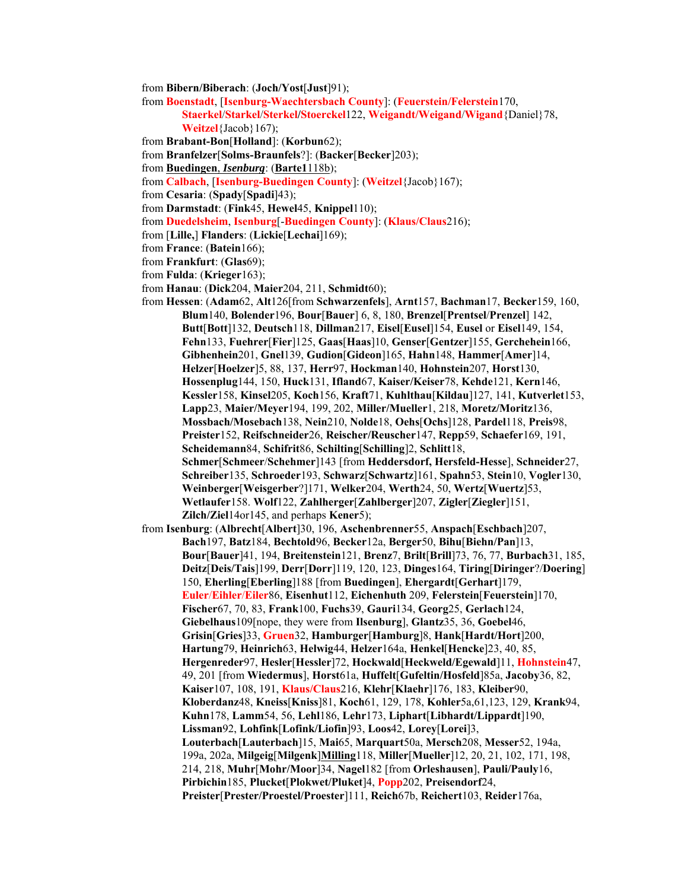from **Bibern/Biberach**: (**Joch/Yost**[**Just**]91);

from **Boenstadt**, [**Isenburg-Waechtersbach County**]: (**Feuerstein/Felerstein**170, **Staerkel/Starkel/Sterkel/Stoerckel**122, **Weigandt/Weigand/Wigand**{Daniel}78, **Weitzel**{Jacob}167);

from **Brabant-Bon**[**Holland**]: (**Korbun**62);

from **Branfelzer**[**Solms-Braunfels**?]: (**Backer**[**Becker**]203);

from **Buedingen**, ***Isenburg***: (**Barte1**118b);

from **Calbach**, [**Isenburg-Buedingen County**]: (**Weitzel**{Jacob}167);

from **Cesaria**: (**Spady**[**Spadi**]43);

from **Darmstadt**: (**Fink**45, **Hewel**45, **Knippel**110);

from **Duedelsheim**, **Isenburg**[-**Buedingen County**]: (**Klaus/Claus**216);

from [**Lille,**] **Flanders**: (**Lickie**[**Lechai**]169);

from **France**: (**Batein**166);

from **Frankfurt**: (**Glas**69);

from **Fulda**: (**Krieger**163);

from **Hanau**: (**Dick**204, **Maier**204, 211, **Schmidt**60);

from **Hessen**: (**Adam**62, **Alt**126[from **Schwarzenfels**], **Arnt**157, **Bachman**17, **Becker**159, 160, **Blum**140, **Bolender**196, **Bour**[**Bauer**] 6, 8, 180, **Brenzel**[**Prentsel**/**Prenzel**] 142, **Butt**[**Bott**]132, **Deutsch**118, **Dillman**217, **Eisel**[**Eusel**]154, **Eusel** or **Eisel**149, 154, **Fehn**133, **Fuehrer**[**Fier**]125, **Gaas**[**Haas**]10, **Genser**[**Gentzer**]155, **Gerchehein**166, **Gibhenhein**201, **Gnel**139, **Gudion**[**Gideon**]165, **Hahn**148, **Hammer**[**Amer**]14, **Helzer**[**Hoelzer**]5, 88, 137, **Herr**97, **Hockman**140, **Hohnstein**207, **Horst**130, **Hossenplug**144, 150, **Huck**131, **Ifland**67, **Kaiser/Keiser**78, **Kehde**121, **Kern**146, **Kessler**158, **Kinsel**205, **Koch**156, **Kraft**71, **Kuhlthau**[**Kildau**]127, 141, **Kutverlet**153, **Lapp**23, **Maier/Meyer**194, 199, 202, **Miller/Mueller**1, 218, **Moretz/Moritz**136, **Mossbach/Mosebach**138, **Nein**210, **Nolde**18, **Oehs**[**Ochs**]128, **Pardel**118, **Preis**98, **Preister**152, **Reifschneider**26, **Reischer/Reuscher**147, **Repp**59, **Schaefer**169, 191, **Scheidemann**84, **Schifrit**86, **Schilting**[**Schilling**]2, **Schlitt**18, **Schmer**[**Schmeer**/**Schehmer**]143 [from **Heddersdorf, Hersfeld-Hesse**], **Schneider**27, **Schreiber**135, **Schroeder**193, **Schwarz**[**Schwartz**]161, **Spahn**53, **Stein**10, **Vogler**130, **Weinberger**[**Weisgerber**?]171, **Welker**204, **Werth**24, 50, **Wertz**[**Wuertz**]53, **Wetlaufer**158. **Wolf**122, **Zahlherger**[**Zahlberger**]207, **Zigler**[**Ziegler**]151, **Zilch/Ziel**14or145, and perhaps **Kener**5);

from **Isenburg**: (**Albrecht**[**Albert**]30, 196, **Aschenbrenner**55, **Anspach**[**Eschbach**]207, **Bach**197, **Batz**184, **Bechtold**96, **Becker**12a, **Berger**50, **Bihu**[**Biehn/Pan**]13, **Bour**[**Bauer**]41, 194, **Breitenstein**121, **Brenz**7, **Brilt**[**Brill**]73, 76, 77, **Burbach**31, 185, **Deitz**[**Deis/Tais**]199, **Derr**[**Dorr**]119, 120, 123, **Dinges**164, **Tiring**[**Diringer**?/**Doering**] 150, **Eherling**[**Eberling**]188 [from **Buedingen**], **Ehergardt**[**Gerhart**]179, **Euler**/**Eihler**/**Eiler**86, **Eisenhut**112, **Eichenhuth** 209, **Felerstein**[**Feuerstein**]170, **Fischer**67, 70, 83, **Frank**100, **Fuchs**39, **Gauri**134, **Georg**25, **Gerlach**124, **Giebelhaus**109[nope, they were from **Ilsenburg**], **Glantz**35, 36, **Goebel**46, **Grisin**[**Gries**]33, **Gruen**32, **Hamburger**[**Hamburg**]8, **Hank**[**Hardt/Hort**]200, **Hartung**79, **Heinrich**63, **Helwig**44, **Helzer**164a, **Henkel**[**Hencke**]23, 40, 85, **Hergenreder**97, **Hesler**[**Hessler**]72, **Hockwald**[**Heckweld/Egewald**]11, **Hohnstein**47, 49, 201 [from **Wiedermus**], **Horst**61a, **Huffelt**[**Gufeltin/Hosfeld**]85a, **Jacoby**36, 82, **Kaiser**107, 108, 191, **Klaus/Claus**216, **Klehr**[**Klaehr**]176, 183, **Kleiber**90, **Kloberdanz**48, **Kneiss**[**Kniss**]81, **Koch**61, 129, 178, **Kohler**5a,61,123, 129, **Krank**94, **Kuhn**178, **Lamm**54, 56, **Lehl**186, **Lehr**173, **Liphart**[**Libhardt/Lippardt**]190, **Lissman**92, **Lohfink**[**Lofink/Liofin**]93, **Loos**42, **Lorey**[**Lorei**]3, **Louterbach**[**Lauterbach**]15, **Mai**65, **Marquart**50a, **Mersch**208, **Messer**52, 194a, 199a, 202a, **Milgeig**[**Milgenk**]**Milling**118, **Miller**[**Mueller**]12, 20, 21, 102, 171, 198, 214, 218, **Muhr**[**Mohr/Moor**]34, **Nagel**182 [from **Orleshausen**], **Pauli/Pauly**16, **Pirbichin**185, **Plucket**[**Plokwet/Pluket**]4, **Popp**202, **Preisendorf**24, **Preister**[**Prester/Proestel/Proester**]111, **Reich**67b, **Reichert**103, **Reider**176a,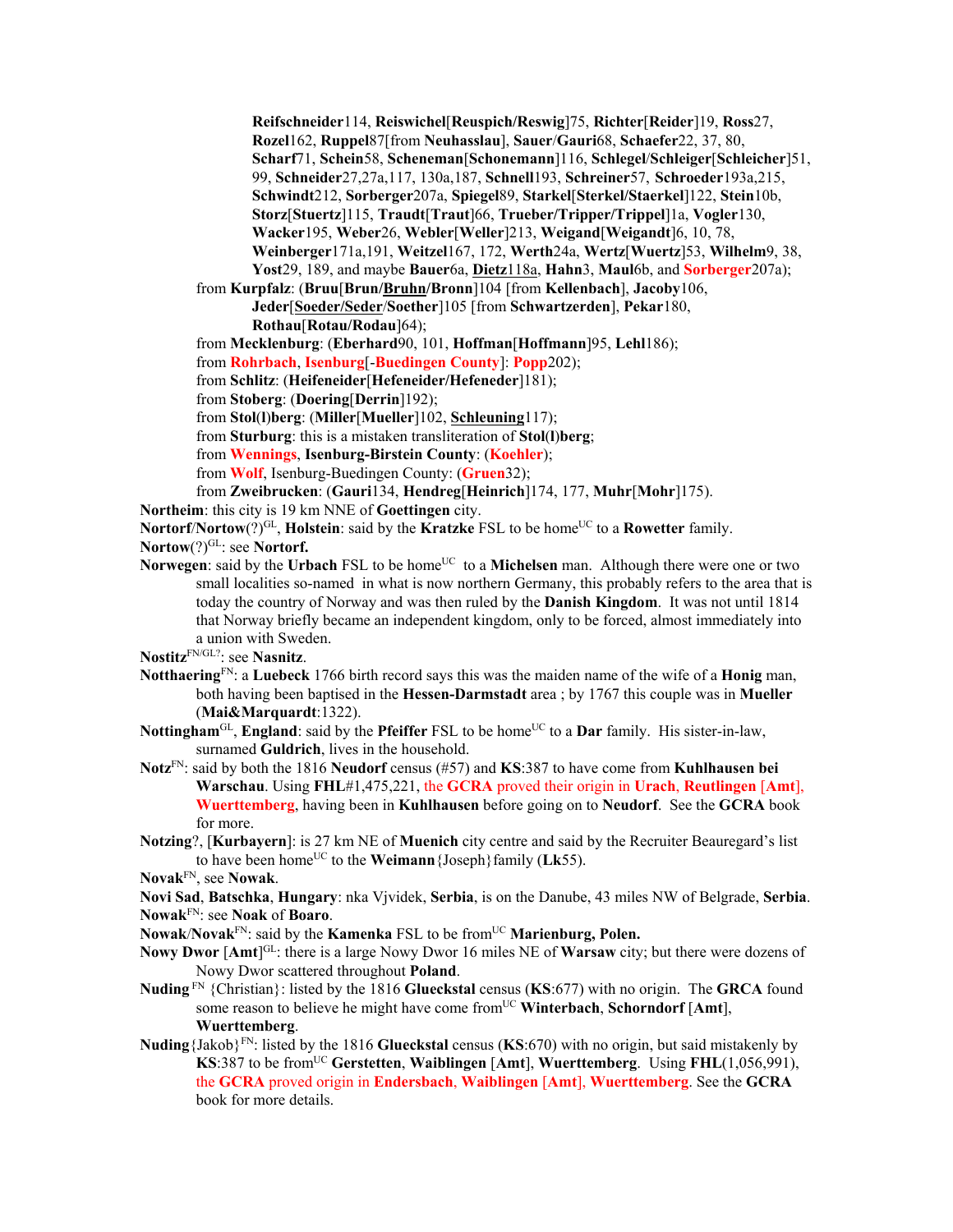**Reifschneider**114, **Reiswichel**[**Reuspich/Reswig**]75, **Richter**[**Reider**]19, **Ross**27, **Rozel**162, **Ruppel**87[from **Neuhasslau**], **Sauer**/**Gauri**68, **Schaefer**22, 37, 80, **Scharf**71, **Schein**58, **Scheneman**[**Schonemann**]116, **Schlegel**/**Schleiger**[**Schleicher**]51, 99, **Schneider**27,27a,117, 130a,187, **Schnell**193, **Schreiner**57, **Schroeder**193a,215, **Schwindt**212, **Sorberger**207a, **Spiegel**89, **Starkel**[**Sterkel/Staerkel**]122, **Stein**10b, **Storz**[**Stuertz**]115, **Traudt**[**Traut**]66, **Trueber/Tripper/Trippel**]1a, **Vogler**130, **Wacker**195, **Weber**26, **Webler**[**Weller**]213, **Weigand**[**Weigandt**]6, 10, 78, **Weinberger**171a,191, **Weitzel**167, 172, **Werth**24a, **Wertz**[**Wuertz**]53, **Wilhelm**9, 38, **Yost**29, 189, and maybe **Bauer**6a, **Dietz**118a, **Hahn**3, **Maul**6b, and **Sorberger**207a);

from **Kurpfalz**: (**Bruu**[**Brun/Bruhn/Bronn**]104 [from **Kellenbach**], **Jacoby**106, **Jeder**[**Soeder/Seder**/**Soether**]105 [from **Schwartzerden**], **Pekar**180, **Rothau**[**Rotau/Rodau**]64);

from **Mecklenburg**: (**Eberhard**90, 101, **Hoffman**[**Hoffmann**]95, **Lehl**186);

from **Rohrbach**, **Isenburg**[-**Buedingen County**]: **Popp**202);

from **Schlitz**: (**Heifeneider**[**Hefeneider/Hefeneder**]181);

from **Stoberg**: (**Doering**[**Derrin**]192);

from **Stol(l)berg**: (**Miller**[**Mueller**]102, **Schleuning**117);

from **Sturburg**: this is a mistaken transliteration of **Stol(l)berg**;

from **Wennings**, **Isenburg-Birstein County**: (**Koehler**);

from **Wolf**, Isenburg-Buedingen County: (**Gruen**32);

from **Zweibrucken**: (**Gauri**134, **Hendreg**[**Heinrich**]174, 177, **Muhr**[**Mohr**]175).

**Northeim**: this city is 19 km NNE of **Goettingen** city.

**Nortorf**/**Nortow**(?)[GL], **Holstein**: said by the **Kratzke** FSL to be home[UC] to a **Rowetter** family.

**Nortow**(?)[GL]: see **Nortorf.**

**Norwegen**: said by the **Urbach** FSL to be home[UC] to a **Michelsen** man. Although there were one or two small localities so-named in what is now northern Germany, this probably refers to the area that is today the country of Norway and was then ruled by the **Danish Kingdom**. It was not until 1814 that Norway briefly became an independent kingdom, only to be forced, almost immediately into a union with Sweden.

**Nostitz**[FN/GL?]: see **Nasnitz**.

**Notthaering**[FN]: a **Luebeck** 1766 birth record says this was the maiden name of the wife of a **Honig** man, both having been baptised in the **Hessen-Darmstadt** area ; by 1767 this couple was in **Mueller** (**Mai&Marquardt**:1322).

**Nottingham**[GL], **England**: said by the **Pfeiffer** FSL to be home[UC] to a **Dar** family. His sister-in-law, surnamed **Guldrich**, lives in the household.

**Notz**[FN]: said by both the 1816 **Neudorf** census (#57) and **KS**:387 to have come from **Kuhlhausen bei Warschau**. Using **FHL**#1,475,221, the **GCRA** proved their origin in **Urach**, **Reutlingen** [**Amt**], **Wuerttemberg**, having been in **Kuhlhausen** before going on to **Neudorf**. See the **GCRA** book for more.

**Notzing**?, [**Kurbayern**]: is 27 km NE of **Muenich** city centre and said by the Recruiter Beauregard's list to have been home[UC] to the **Weimann**{Joseph}family (**Lk**55).

**Novak**[FN], see **Nowak**.

**Novi Sad**, **Batschka**, **Hungary**: nka Vjvidek, **Serbia**, is on the Danube, 43 miles NW of Belgrade, **Serbia**.

**Nowak**[FN]: see **Noak** of **Boaro**.

**Nowak**/**Novak**[FN]: said by the **Kamenka** FSL to be from[UC] **Marienburg, Polen.**

**Nowy Dwor** [**Amt**][GL]: there is a large Nowy Dwor 16 miles NE of **Warsaw** city; but there were dozens of Nowy Dwor scattered throughout **Poland**.

**Nuding** [FN] {Christian}: listed by the 1816 **Glueckstal** census (**KS**:677) with no origin. The **GRCA** found some reason to believe he might have come from[UC] **Winterbach**, **Schorndorf** [**Amt**], **Wuerttemberg**.

**Nuding**{Jakob}[FN]: listed by the 1816 **Glueckstal** census (**KS**:670) with no origin, but said mistakenly by **KS**:387 to be from[UC] **Gerstetten**, **Waiblingen** [**Amt**], **Wuerttemberg**. Using **FHL**(1,056,991), the **GCRA** proved origin in **Endersbach**, **Waiblingen** [**Amt**], **Wuerttemberg**. See the **GCRA** book for more details.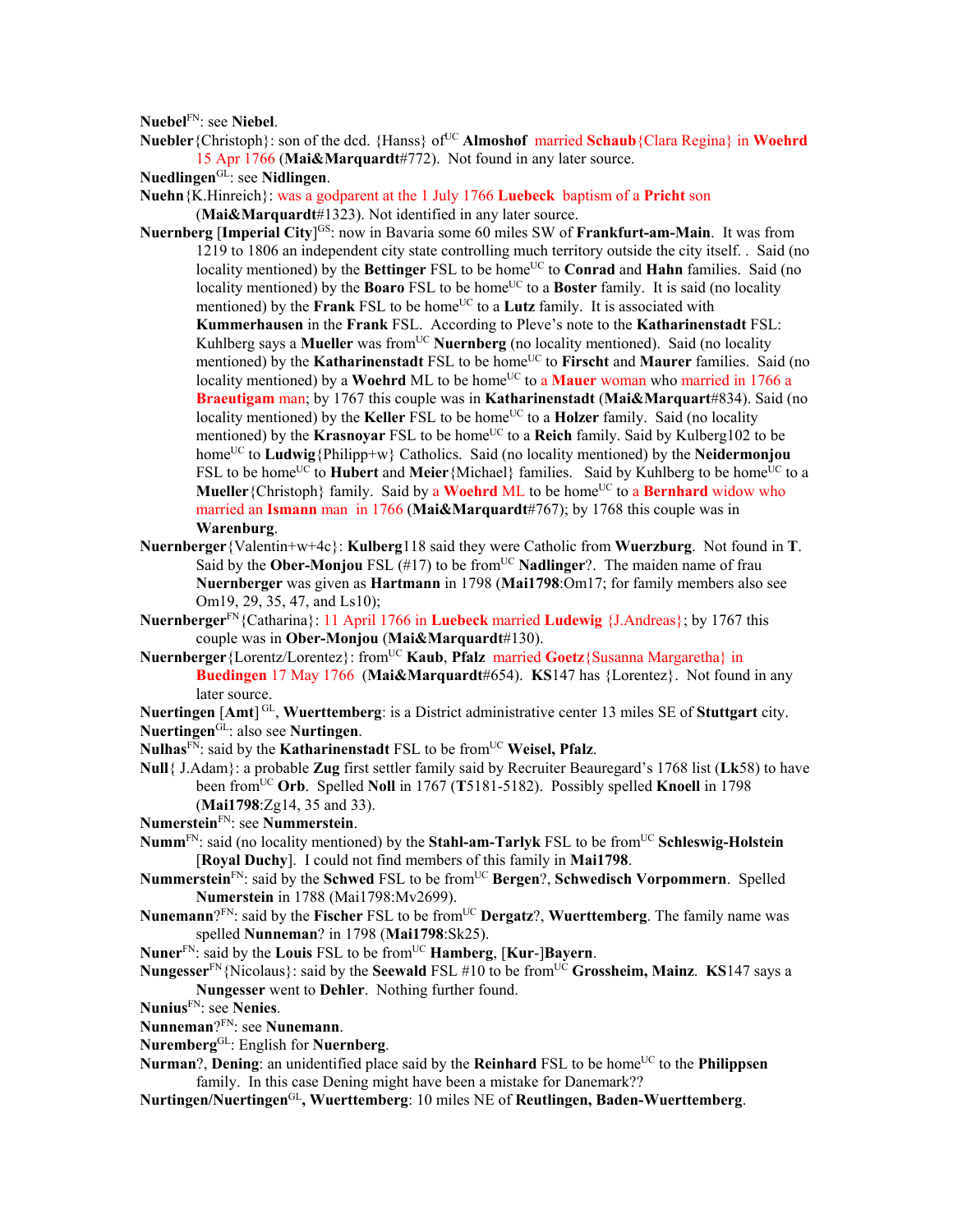**Nuebel**[FN]: see **Niebel**.

**Nuebler**{Christoph}: son of the dcd. {Hanss} of[UC] **Almoshof** married **Schaub**{Clara Regina} in **Woehrd** 15 Apr 1766 (**Mai&Marquardt**#772). Not found in any later source.

**Nuedlingen**[GL]: see **Nidlingen**.

**Nuehn**{K.Hinreich}: was a godparent at the 1 July 1766 **Luebeck** baptism of a **Pricht** son (**Mai&Marquardt**#1323). Not identified in any later source.

**Nuernberg** [**Imperial City**][GS]: now in Bavaria some 60 miles SW of **Frankfurt-am-Main**. It was from 1219 to 1806 an independent city state controlling much territory outside the city itself. . Said (no locality mentioned) by the **Bettinger** FSL to be home[UC] to **Conrad** and **Hahn** families. Said (no locality mentioned) by the **Boaro** FSL to be home[UC] to a **Boster** family. It is said (no locality mentioned) by the **Frank** FSL to be home[UC] to a **Lutz** family. It is associated with **Kummerhausen** in the **Frank** FSL. According to Pleve's note to the **Katharinenstadt** FSL: Kuhlberg says a **Mueller** was from[UC] **Nuernberg** (no locality mentioned). Said (no locality mentioned) by the **Katharinenstadt** FSL to be home[UC] to **Firscht** and **Maurer** families. Said (no locality mentioned) by a **Woehrd** ML to be home[UC] to a **Mauer** woman who married in 1766 a **Braeutigam** man; by 1767 this couple was in **Katharinenstadt** (**Mai&Marquart**#834). Said (no locality mentioned) by the **Keller** FSL to be home[UC] to a **Holzer** family. Said (no locality mentioned) by the **Krasnoyar** FSL to be home[UC] to a **Reich** family. Said by Kulberg102 to be home[UC] to **Ludwig**{Philipp+w} Catholics. Said (no locality mentioned) by the **Neidermonjou** FSL to be home[UC] to **Hubert** and **Meier**{Michael} families. Said by Kuhlberg to be home[UC] to a **Mueller**{Christoph} family. Said by a **Woehrd** ML to be home[UC] to a **Bernhard** widow who married an **Ismann** man in 1766 (**Mai&Marquardt**#767); by 1768 this couple was in **Warenburg**.

**Nuernberger**{Valentin+w+4c}: **Kulberg**118 said they were Catholic from **Wuerzburg**. Not found in **T**. Said by the **Ober-Monjou** FSL (#17) to be from[UC] **Nadlinger**?. The maiden name of frau **Nuernberger** was given as **Hartmann** in 1798 (**Mai1798**:Om17; for family members also see Om19, 29, 35, 47, and Ls10);

**Nuernberger**[FN]{Catharina}: 11 April 1766 in **Luebeck** married **Ludewig** {J.Andreas}; by 1767 this couple was in **Ober-Monjou** (**Mai&Marquardt**#130).

**Nuernberger**{Lorentz/Lorentez}: from[UC] **Kaub**, **Pfalz** married **Goetz**{Susanna Margaretha} in **Buedingen** 17 May 1766 (**Mai&Marquardt**#654). **KS**147 has {Lorentez}. Not found in any later source.

**Nuertingen** [**Amt**][GL], **Wuerttemberg**: is a District administrative center 13 miles SE of **Stuttgart** city.

**Nuertingen**[GL]: also see **Nurtingen**.

**Nulhas**[FN]: said by the **Katharinenstadt** FSL to be from[UC] **Weisel, Pfalz**.

**Null**{ J.Adam}: a probable **Zug** first settler family said by Recruiter Beauregard's 1768 list (**Lk**58) to have been from[UC] **Orb**. Spelled **Noll** in 1767 (**T**5181-5182). Possibly spelled **Knoell** in 1798 (**Mai1798**:Zg14, 35 and 33).

**Numerstein**[FN]: see **Nummerstein**.

**Numm**[FN]: said (no locality mentioned) by the **Stahl-am-Tarlyk** FSL to be from[UC] **Schleswig-Holstein** [**Royal Duchy**]. I could not find members of this family in **Mai1798**.

**Nummerstein**[FN]: said by the **Schwed** FSL to be from[UC] **Bergen**?, **Schwedisch Vorpommern**. Spelled **Numerstein** in 1788 (Mai1798:Mv2699).

**Nunemann**?[FN]: said by the **Fischer** FSL to be from[UC] **Dergatz**?, **Wuerttemberg**. The family name was spelled **Nunneman**? in 1798 (**Mai1798**:Sk25).

**Nuner**[FN]: said by the **Louis** FSL to be from[UC] **Hamberg**, [**Kur**-]**Bayern**.

**Nungesser**[FN]{Nicolaus}: said by the **Seewald** FSL #10 to be from[UC] **Grossheim, Mainz**. **KS**147 says a **Nungesser** went to **Dehler**. Nothing further found.

**Nunius**[FN]: see **Nenies**.

**Nunneman**?[FN]: see **Nunemann**.

**Nuremberg**[GL]: English for **Nuernberg**.

**Nurman**?, **Dening**: an unidentified place said by the **Reinhard** FSL to be home[UC] to the **Philippsen** family. In this case Dening might have been a mistake for Danemark??

**Nurtingen/Nuertingen**[GL]**, Wuerttemberg**: 10 miles NE of **Reutlingen, Baden-Wuerttemberg**.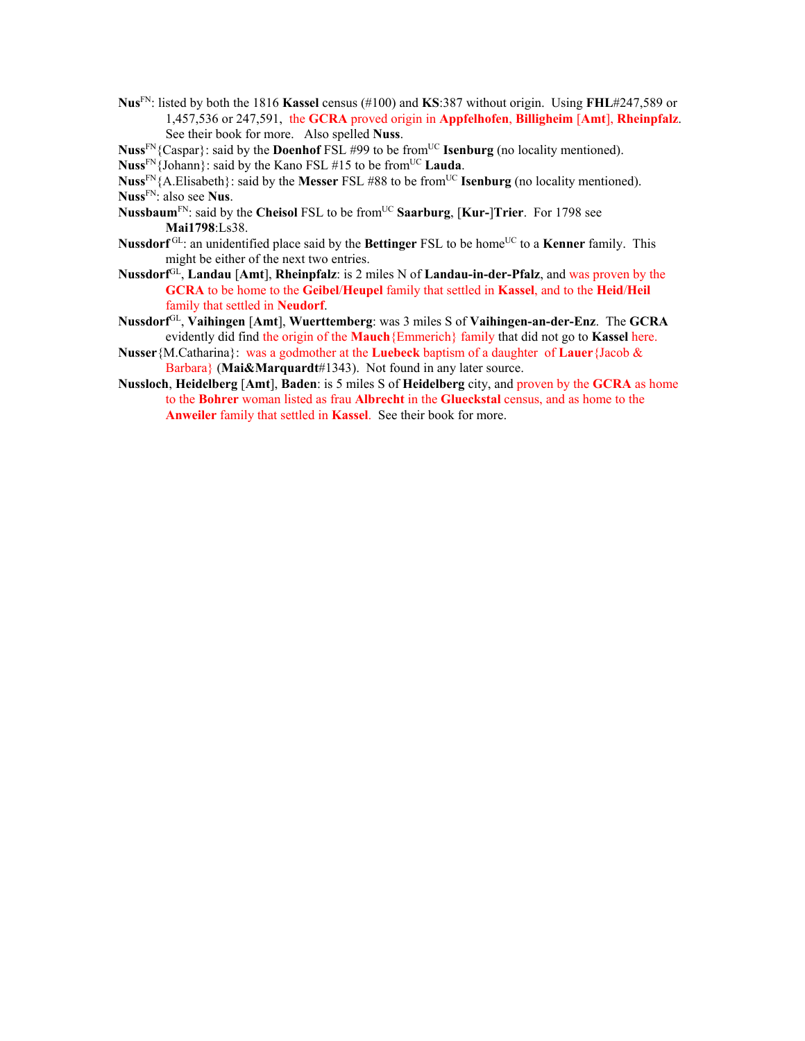**Nus**[FN]: listed by both the 1816 **Kassel** census (#100) and **KS**:387 without origin. Using **FHL**#247,589 or 1,457,536 or 247,591, the **GCRA** proved origin in **Appfelhofen**, **Billigheim** [**Amt**], **Rheinpfalz**. See their book for more. Also spelled **Nuss**.

**Nuss**[FN]{Caspar}: said by the **Doenhof** FSL #99 to be from[UC] **Isenburg** (no locality mentioned).

**Nuss**[FN]{Johann}: said by the Kano FSL #15 to be from[UC] **Lauda**.

**Nuss**[FN]{A.Elisabeth}: said by the **Messer** FSL #88 to be from[UC] **Isenburg** (no locality mentioned).

**Nuss**[FN]: also see **Nus**.

**Nussbaum**[FN]: said by the **Cheisol** FSL to be from[UC] **Saarburg**, [**Kur-**]**Trier**. For 1798 see **Mai1798**:Ls38.

**Nussdorf**[GL]: an unidentified place said by the **Bettinger** FSL to be home[UC] to a **Kenner** family. This might be either of the next two entries.

**Nussdorf**[GL], **Landau** [**Amt**], **Rheinpfalz**: is 2 miles N of **Landau-in-der-Pfalz**, and was proven by the **GCRA** to be home to the **Geibel**/**Heupel** family that settled in **Kassel**, and to the **Heid**/**Heil** family that settled in **Neudorf**.

**Nussdorf**[GL], **Vaihingen** [**Amt**], **Wuerttemberg**: was 3 miles S of **Vaihingen-an-der-Enz**. The **GCRA** evidently did find the origin of the **Mauch**{Emmerich} family that did not go to **Kassel** here.

**Nusser**{M.Catharina}: was a godmother at the **Luebeck** baptism of a daughter of **Lauer**{Jacob & Barbara} (**Mai&Marquardt**#1343). Not found in any later source.

**Nussloch**, **Heidelberg** [**Amt**], **Baden**: is 5 miles S of **Heidelberg** city, and proven by the **GCRA** as home to the **Bohrer** woman listed as frau **Albrecht** in the **Glueckstal** census, and as home to the **Anweiler** family that settled in **Kassel**. See their book for more.